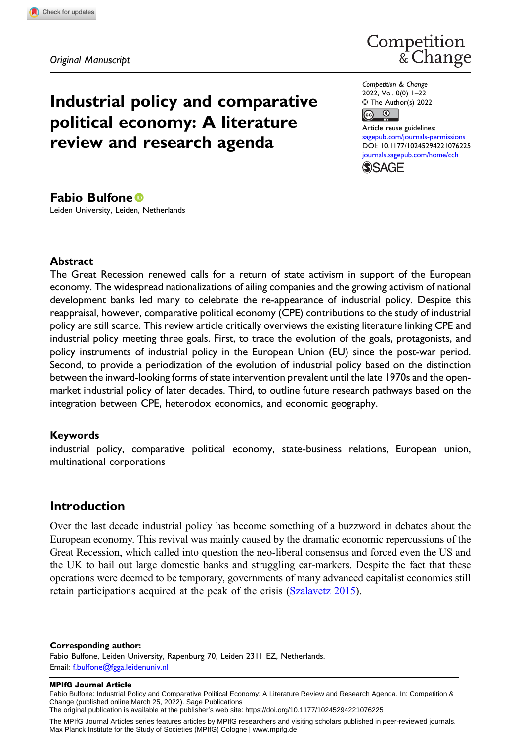Original Manuscript

# Industrial policy and comparative political economy: A literature review and research agenda

Competition & Change
2022, Vol. 0(0) 1–22
© The Author(s) 2022
Article reuse guidelines: sagepub.com/journals-permissions
DOI: 10.1177/10245294221076225
journals.sagepub.com/home/cch

**Fabio Bulfone**
Leiden University, Leiden, Netherlands

## Abstract

The Great Recession renewed calls for a return of state activism in support of the European economy. The widespread nationalizations of ailing companies and the growing activism of national development banks led many to celebrate the re-appearance of industrial policy. Despite this reappraisal, however, comparative political economy (CPE) contributions to the study of industrial policy are still scarce. This review article critically overviews the existing literature linking CPE and industrial policy meeting three goals. First, to trace the evolution of the goals, protagonists, and policy instruments of industrial policy in the European Union (EU) since the post-war period. Second, to provide a periodization of the evolution of industrial policy based on the distinction between the inward-looking forms of state intervention prevalent until the late 1970s and the open-market industrial policy of later decades. Third, to outline future research pathways based on the integration between CPE, heterodox economics, and economic geography.

## Keywords

industrial policy, comparative political economy, state-business relations, European union, multinational corporations

## Introduction

Over the last decade industrial policy has become something of a buzzword in debates about the European economy. This revival was mainly caused by the dramatic economic repercussions of the Great Recession, which called into question the neo-liberal consensus and forced even the US and the UK to bail out large domestic banks and struggling car-markers. Despite the fact that these operations were deemed to be temporary, governments of many advanced capitalist economies still retain participations acquired at the peak of the crisis (Szalavetz 2015).

**Corresponding author:**
Fabio Bulfone, Leiden University, Rapenburg 70, Leiden 2311 EZ, Netherlands.
Email: f.bulfone@fgga.leidenuniv.nl

**MPIfG Journal Article**
Fabio Bulfone: Industrial Policy and Comparative Political Economy: A Literature Review and Research Agenda. In: Competition & Change (published online March 25, 2022). Sage Publications
The original publication is available at the publisher's web site: https://doi.org/10.1177/10245294221076225

The MPIfG Journal Articles series features articles by MPIfG researchers and visiting scholars published in peer-reviewed journals.
Max Planck Institute for the Study of Societies (MPIfG) Cologne | www.mpifg.de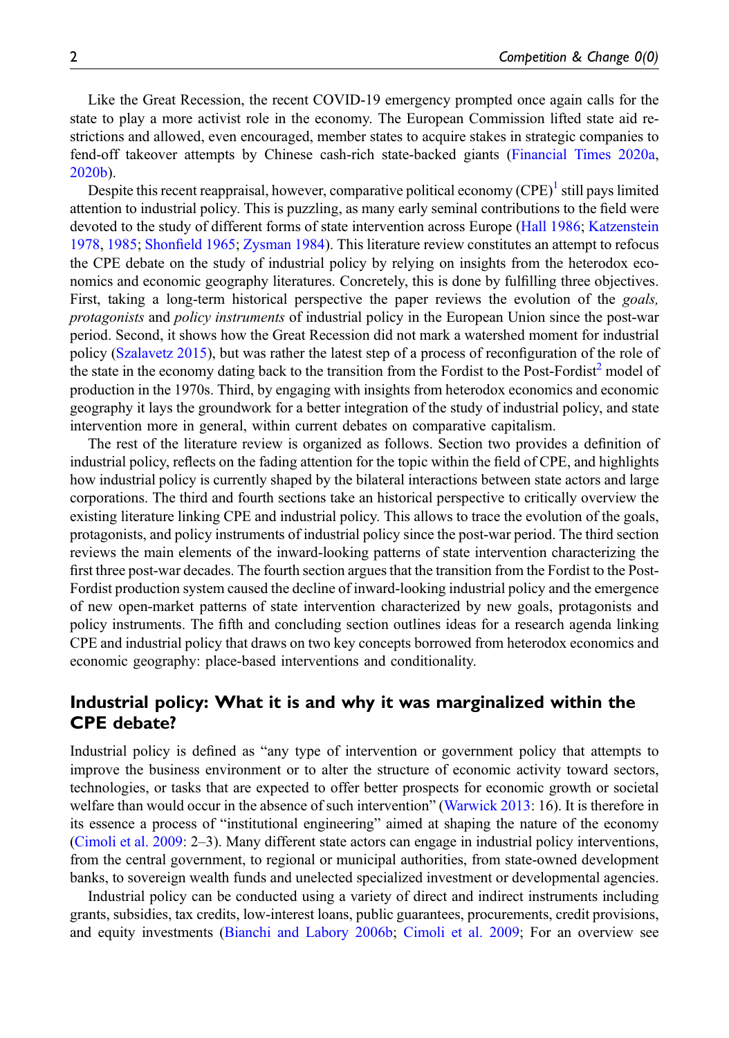Like the Great Recession, the recent COVID-19 emergency prompted once again calls for the state to play a more activist role in the economy. The European Commission lifted state aid restrictions and allowed, even encouraged, member states to acquire stakes in strategic companies to fend-off takeover attempts by Chinese cash-rich state-backed giants (Financial Times 2020a, 2020b).

Despite this recent reappraisal, however, comparative political economy (CPE)[1] still pays limited attention to industrial policy. This is puzzling, as many early seminal contributions to the field were devoted to the study of different forms of state intervention across Europe (Hall 1986; Katzenstein 1978, 1985; Shonfield 1965; Zysman 1984). This literature review constitutes an attempt to refocus the CPE debate on the study of industrial policy by relying on insights from the heterodox economics and economic geography literatures. Concretely, this is done by fulfilling three objectives. First, taking a long-term historical perspective the paper reviews the evolution of the *goals, protagonists* and *policy instruments* of industrial policy in the European Union since the post-war period. Second, it shows how the Great Recession did not mark a watershed moment for industrial policy (Szalavetz 2015), but was rather the latest step of a process of reconfiguration of the role of the state in the economy dating back to the transition from the Fordist to the Post-Fordist[2] model of production in the 1970s. Third, by engaging with insights from heterodox economics and economic geography it lays the groundwork for a better integration of the study of industrial policy, and state intervention more in general, within current debates on comparative capitalism.

The rest of the literature review is organized as follows. Section two provides a definition of industrial policy, reflects on the fading attention for the topic within the field of CPE, and highlights how industrial policy is currently shaped by the bilateral interactions between state actors and large corporations. The third and fourth sections take an historical perspective to critically overview the existing literature linking CPE and industrial policy. This allows to trace the evolution of the goals, protagonists, and policy instruments of industrial policy since the post-war period. The third section reviews the main elements of the inward-looking patterns of state intervention characterizing the first three post-war decades. The fourth section argues that the transition from the Fordist to the Post-Fordist production system caused the decline of inward-looking industrial policy and the emergence of new open-market patterns of state intervention characterized by new goals, protagonists and policy instruments. The fifth and concluding section outlines ideas for a research agenda linking CPE and industrial policy that draws on two key concepts borrowed from heterodox economics and economic geography: place-based interventions and conditionality.

## Industrial policy: What it is and why it was marginalized within the CPE debate?

Industrial policy is defined as "any type of intervention or government policy that attempts to improve the business environment or to alter the structure of economic activity toward sectors, technologies, or tasks that are expected to offer better prospects for economic growth or societal welfare than would occur in the absence of such intervention" (Warwick 2013: 16). It is therefore in its essence a process of "institutional engineering" aimed at shaping the nature of the economy (Cimoli et al. 2009: 2–3). Many different state actors can engage in industrial policy interventions, from the central government, to regional or municipal authorities, from state-owned development banks, to sovereign wealth funds and unelected specialized investment or developmental agencies.

Industrial policy can be conducted using a variety of direct and indirect instruments including grants, subsidies, tax credits, low-interest loans, public guarantees, procurements, credit provisions, and equity investments (Bianchi and Labory 2006b; Cimoli et al. 2009; For an overview see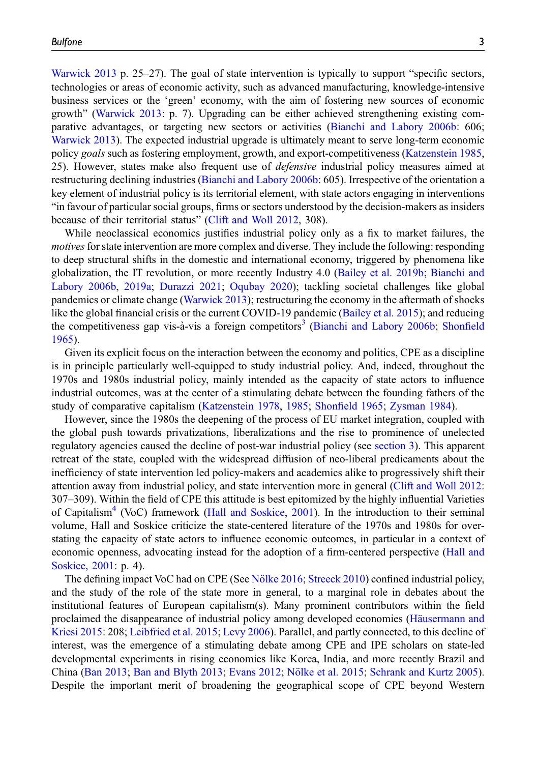Warwick 2013 p. 25–27). The goal of state intervention is typically to support “specific sectors, technologies or areas of economic activity, such as advanced manufacturing, knowledge-intensive business services or the ‘green’ economy, with the aim of fostering new sources of economic growth” (Warwick 2013: p. 7). Upgrading can be either achieved strengthening existing comparative advantages, or targeting new sectors or activities (Bianchi and Labory 2006b: 606; Warwick 2013). The expected industrial upgrade is ultimately meant to serve long-term economic policy *goals* such as fostering employment, growth, and export-competitiveness (Katzenstein 1985, 25). However, states make also frequent use of *defensive* industrial policy measures aimed at restructuring declining industries (Bianchi and Labory 2006b: 605). Irrespective of the orientation a key element of industrial policy is its territorial element, with state actors engaging in interventions “in favour of particular social groups, firms or sectors understood by the decision-makers as insiders because of their territorial status” (Clift and Woll 2012, 308).

While neoclassical economics justifies industrial policy only as a fix to market failures, the *motives* for state intervention are more complex and diverse. They include the following: responding to deep structural shifts in the domestic and international economy, triggered by phenomena like globalization, the IT revolution, or more recently Industry 4.0 (Bailey et al. 2019b; Bianchi and Labory 2006b, 2019a; Durazzi 2021; Oqubay 2020); tackling societal challenges like global pandemics or climate change (Warwick 2013); restructuring the economy in the aftermath of shocks like the global financial crisis or the current COVID-19 pandemic (Bailey et al. 2015); and reducing the competitiveness gap vis-à-vis a foreign competitors[3] (Bianchi and Labory 2006b; Shonfield 1965).

Given its explicit focus on the interaction between the economy and politics, CPE as a discipline is in principle particularly well-equipped to study industrial policy. And, indeed, throughout the 1970s and 1980s industrial policy, mainly intended as the capacity of state actors to influence industrial outcomes, was at the center of a stimulating debate between the founding fathers of the study of comparative capitalism (Katzenstein 1978, 1985; Shonfield 1965; Zysman 1984).

However, since the 1980s the deepening of the process of EU market integration, coupled with the global push towards privatizations, liberalizations and the rise to prominence of unelected regulatory agencies caused the decline of post-war industrial policy (see section 3). This apparent retreat of the state, coupled with the widespread diffusion of neo-liberal predicaments about the inefficiency of state intervention led policy-makers and academics alike to progressively shift their attention away from industrial policy, and state intervention more in general (Clift and Woll 2012: 307–309). Within the field of CPE this attitude is best epitomized by the highly influential Varieties of Capitalism[4] (VoC) framework (Hall and Soskice, 2001). In the introduction to their seminal volume, Hall and Soskice criticize the state-centered literature of the 1970s and 1980s for overstating the capacity of state actors to influence economic outcomes, in particular in a context of economic openness, advocating instead for the adoption of a firm-centered perspective (Hall and Soskice, 2001: p. 4).

The defining impact VoC had on CPE (See Nölke 2016; Streeck 2010) confined industrial policy, and the study of the role of the state more in general, to a marginal role in debates about the institutional features of European capitalism(s). Many prominent contributors within the field proclaimed the disappearance of industrial policy among developed economies (Häusermann and Kriesi 2015: 208; Leibfried et al. 2015; Levy 2006). Parallel, and partly connected, to this decline of interest, was the emergence of a stimulating debate among CPE and IPE scholars on state-led developmental experiments in rising economies like Korea, India, and more recently Brazil and China (Ban 2013; Ban and Blyth 2013; Evans 2012; Nölke et al. 2015; Schrank and Kurtz 2005). Despite the important merit of broadening the geographical scope of CPE beyond Western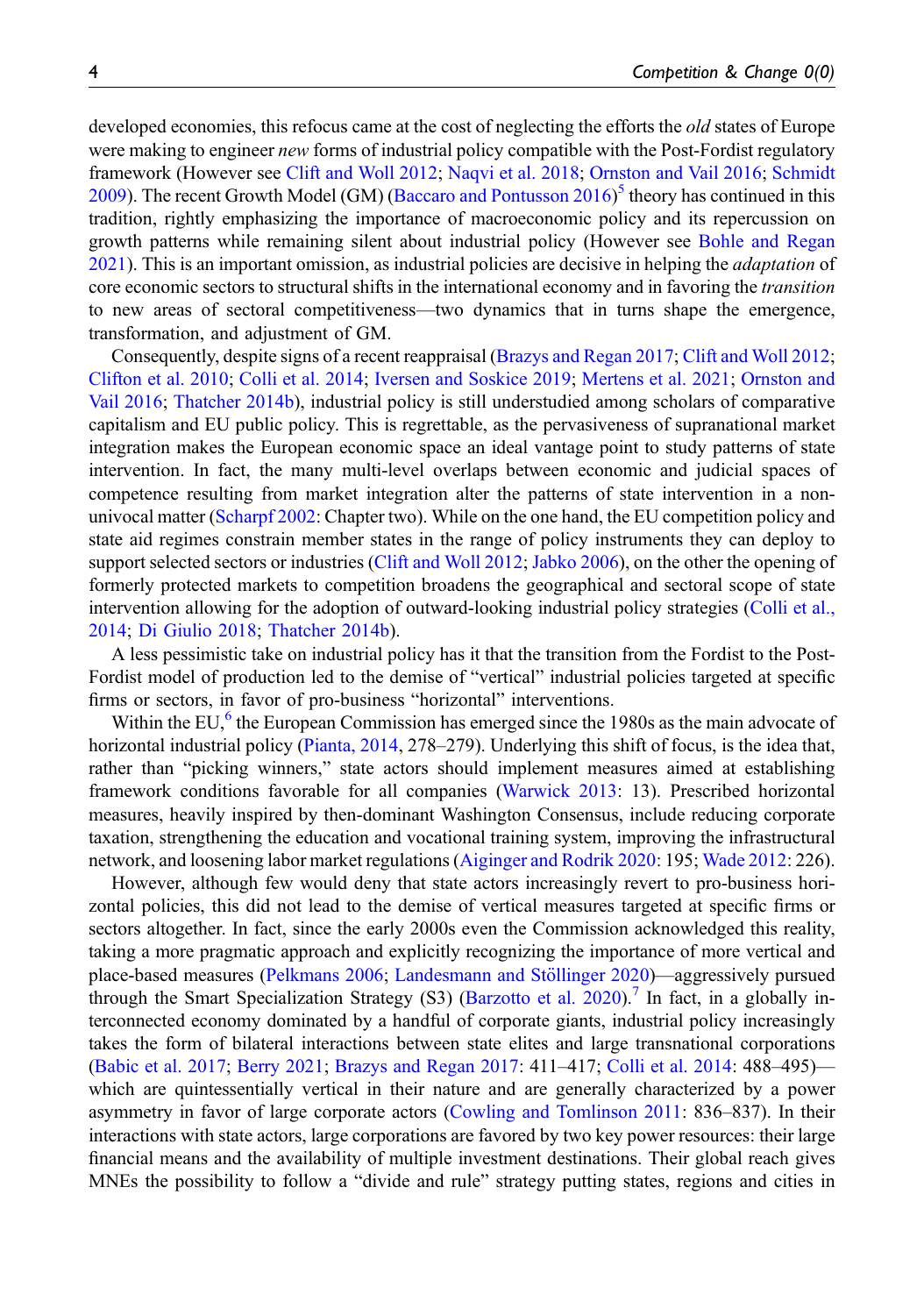developed economies, this refocus came at the cost of neglecting the efforts the *old* states of Europe were making to engineer *new* forms of industrial policy compatible with the Post-Fordist regulatory framework (However see Clift and Woll 2012; Naqvi et al. 2018; Ornston and Vail 2016; Schmidt 2009). The recent Growth Model (GM) (Baccaro and Pontusson 2016)[5] theory has continued in this tradition, rightly emphasizing the importance of macroeconomic policy and its repercussion on growth patterns while remaining silent about industrial policy (However see Bohle and Regan 2021). This is an important omission, as industrial policies are decisive in helping the *adaptation* of core economic sectors to structural shifts in the international economy and in favoring the *transition* to new areas of sectoral competitiveness—two dynamics that in turns shape the emergence, transformation, and adjustment of GM.

Consequently, despite signs of a recent reappraisal (Brazys and Regan 2017; Clift and Woll 2012; Clifton et al. 2010; Colli et al. 2014; Iversen and Soskice 2019; Mertens et al. 2021; Ornston and Vail 2016; Thatcher 2014b), industrial policy is still understudied among scholars of comparative capitalism and EU public policy. This is regrettable, as the pervasiveness of supranational market integration makes the European economic space an ideal vantage point to study patterns of state intervention. In fact, the many multi-level overlaps between economic and judicial spaces of competence resulting from market integration alter the patterns of state intervention in a non-univocal matter (Scharpf 2002: Chapter two). While on the one hand, the EU competition policy and state aid regimes constrain member states in the range of policy instruments they can deploy to support selected sectors or industries (Clift and Woll 2012; Jabko 2006), on the other the opening of formerly protected markets to competition broadens the geographical and sectoral scope of state intervention allowing for the adoption of outward-looking industrial policy strategies (Colli et al., 2014; Di Giulio 2018; Thatcher 2014b).

A less pessimistic take on industrial policy has it that the transition from the Fordist to the Post-Fordist model of production led to the demise of "vertical" industrial policies targeted at specific firms or sectors, in favor of pro-business "horizontal" interventions.

Within the EU,[6] the European Commission has emerged since the 1980s as the main advocate of horizontal industrial policy (Pianta, 2014, 278–279). Underlying this shift of focus, is the idea that, rather than "picking winners," state actors should implement measures aimed at establishing framework conditions favorable for all companies (Warwick 2013: 13). Prescribed horizontal measures, heavily inspired by then-dominant Washington Consensus, include reducing corporate taxation, strengthening the education and vocational training system, improving the infrastructural network, and loosening labor market regulations (Aiginger and Rodrik 2020: 195; Wade 2012: 226).

However, although few would deny that state actors increasingly revert to pro-business horizontal policies, this did not lead to the demise of vertical measures targeted at specific firms or sectors altogether. In fact, since the early 2000s even the Commission acknowledged this reality, taking a more pragmatic approach and explicitly recognizing the importance of more vertical and place-based measures (Pelkmans 2006; Landesmann and Stöllinger 2020)—aggressively pursued through the Smart Specialization Strategy (S3) (Barzotto et al. 2020).[7] In fact, in a globally interconnected economy dominated by a handful of corporate giants, industrial policy increasingly takes the form of bilateral interactions between state elites and large transnational corporations (Babic et al. 2017; Berry 2021; Brazys and Regan 2017: 411–417; Colli et al. 2014: 488–495)—which are quintessentially vertical in their nature and are generally characterized by a power asymmetry in favor of large corporate actors (Cowling and Tomlinson 2011: 836–837). In their interactions with state actors, large corporations are favored by two key power resources: their large financial means and the availability of multiple investment destinations. Their global reach gives MNEs the possibility to follow a "divide and rule" strategy putting states, regions and cities in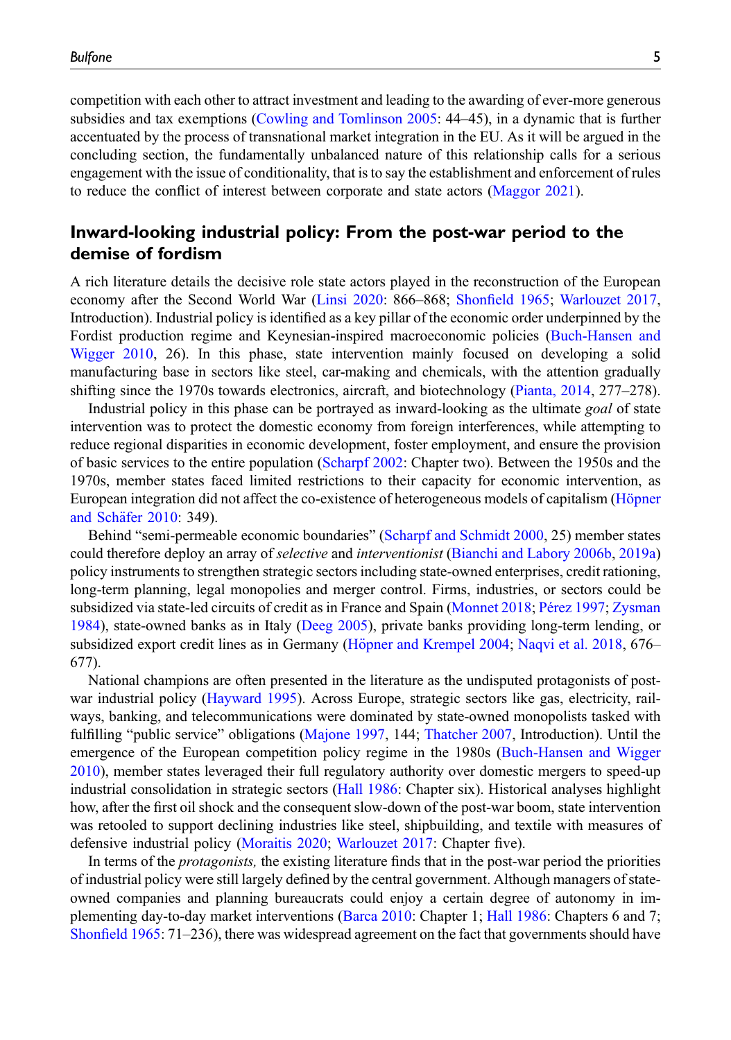competition with each other to attract investment and leading to the awarding of ever-more generous subsidies and tax exemptions (Cowling and Tomlinson 2005: 44–45), in a dynamic that is further accentuated by the process of transnational market integration in the EU. As it will be argued in the concluding section, the fundamentally unbalanced nature of this relationship calls for a serious engagement with the issue of conditionality, that is to say the establishment and enforcement of rules to reduce the conflict of interest between corporate and state actors (Maggor 2021).

## Inward-looking industrial policy: From the post-war period to the demise of fordism

A rich literature details the decisive role state actors played in the reconstruction of the European economy after the Second World War (Linsi 2020: 866–868; Shonfield 1965; Warlouzet 2017, Introduction). Industrial policy is identified as a key pillar of the economic order underpinned by the Fordist production regime and Keynesian-inspired macroeconomic policies (Buch-Hansen and Wigger 2010, 26). In this phase, state intervention mainly focused on developing a solid manufacturing base in sectors like steel, car-making and chemicals, with the attention gradually shifting since the 1970s towards electronics, aircraft, and biotechnology (Pianta, 2014, 277–278).

Industrial policy in this phase can be portrayed as inward-looking as the ultimate *goal* of state intervention was to protect the domestic economy from foreign interferences, while attempting to reduce regional disparities in economic development, foster employment, and ensure the provision of basic services to the entire population (Scharpf 2002: Chapter two). Between the 1950s and the 1970s, member states faced limited restrictions to their capacity for economic intervention, as European integration did not affect the co-existence of heterogeneous models of capitalism (Höpner and Schäfer 2010: 349).

Behind "semi-permeable economic boundaries" (Scharpf and Schmidt 2000, 25) member states could therefore deploy an array of *selective* and *interventionist* (Bianchi and Labory 2006b, 2019a) policy instruments to strengthen strategic sectors including state-owned enterprises, credit rationing, long-term planning, legal monopolies and merger control. Firms, industries, or sectors could be subsidized via state-led circuits of credit as in France and Spain (Monnet 2018; Pérez 1997; Zysman 1984), state-owned banks as in Italy (Deeg 2005), private banks providing long-term lending, or subsidized export credit lines as in Germany (Höpner and Krempel 2004; Naqvi et al. 2018, 676–677).

National champions are often presented in the literature as the undisputed protagonists of post-war industrial policy (Hayward 1995). Across Europe, strategic sectors like gas, electricity, railways, banking, and telecommunications were dominated by state-owned monopolists tasked with fulfilling "public service" obligations (Majone 1997, 144; Thatcher 2007, Introduction). Until the emergence of the European competition policy regime in the 1980s (Buch-Hansen and Wigger 2010), member states leveraged their full regulatory authority over domestic mergers to speed-up industrial consolidation in strategic sectors (Hall 1986: Chapter six). Historical analyses highlight how, after the first oil shock and the consequent slow-down of the post-war boom, state intervention was retooled to support declining industries like steel, shipbuilding, and textile with measures of defensive industrial policy (Moraitis 2020; Warlouzet 2017: Chapter five).

In terms of the *protagonists,* the existing literature finds that in the post-war period the priorities of industrial policy were still largely defined by the central government. Although managers of state-owned companies and planning bureaucrats could enjoy a certain degree of autonomy in implementing day-to-day market interventions (Barca 2010: Chapter 1; Hall 1986: Chapters 6 and 7; Shonfield 1965: 71–236), there was widespread agreement on the fact that governments should have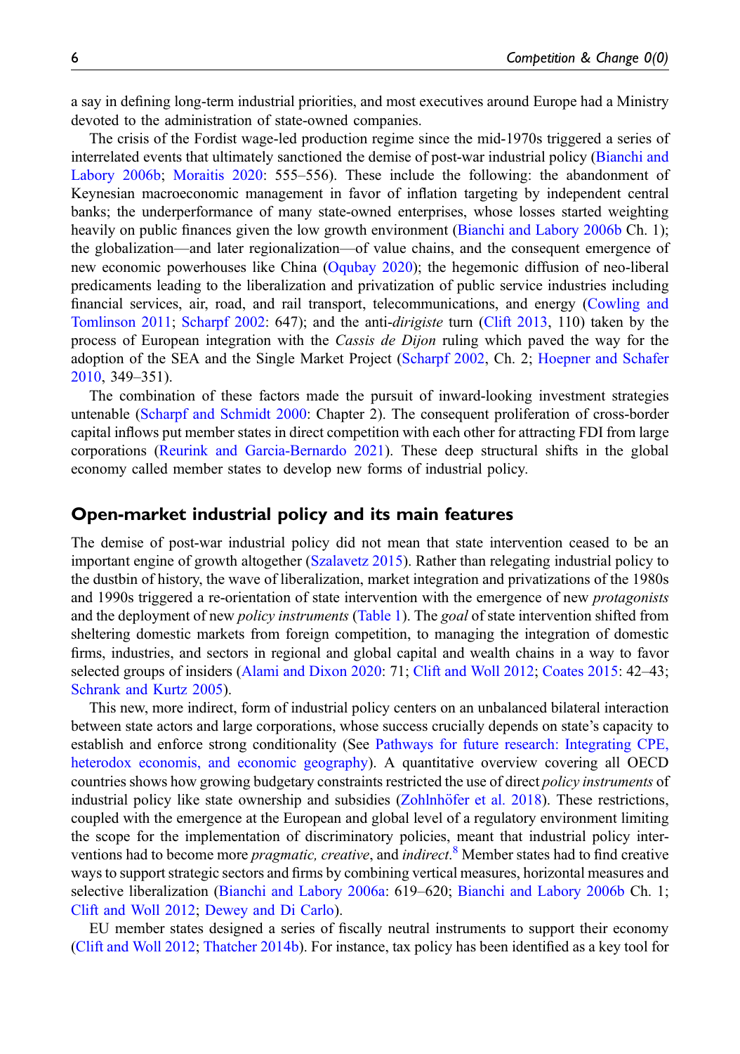a say in defining long-term industrial priorities, and most executives around Europe had a Ministry devoted to the administration of state-owned companies.

The crisis of the Fordist wage-led production regime since the mid-1970s triggered a series of interrelated events that ultimately sanctioned the demise of post-war industrial policy (Bianchi and Labory 2006b; Moraitis 2020: 555–556). These include the following: the abandonment of Keynesian macroeconomic management in favor of inflation targeting by independent central banks; the underperformance of many state-owned enterprises, whose losses started weighting heavily on public finances given the low growth environment (Bianchi and Labory 2006b Ch. 1); the globalization—and later regionalization—of value chains, and the consequent emergence of new economic powerhouses like China (Oqubay 2020); the hegemonic diffusion of neo-liberal predicaments leading to the liberalization and privatization of public service industries including financial services, air, road, and rail transport, telecommunications, and energy (Cowling and Tomlinson 2011; Scharpf 2002: 647); and the anti-*dirigiste* turn (Clift 2013, 110) taken by the process of European integration with the *Cassis de Dijon* ruling which paved the way for the adoption of the SEA and the Single Market Project (Scharpf 2002, Ch. 2; Hoepner and Schafer 2010, 349–351).

The combination of these factors made the pursuit of inward-looking investment strategies untenable (Scharpf and Schmidt 2000: Chapter 2). The consequent proliferation of cross-border capital inflows put member states in direct competition with each other for attracting FDI from large corporations (Reurink and Garcia-Bernardo 2021). These deep structural shifts in the global economy called member states to develop new forms of industrial policy.

## Open-market industrial policy and its main features

The demise of post-war industrial policy did not mean that state intervention ceased to be an important engine of growth altogether (Szalavetz 2015). Rather than relegating industrial policy to the dustbin of history, the wave of liberalization, market integration and privatizations of the 1980s and 1990s triggered a re-orientation of state intervention with the emergence of new *protagonists* and the deployment of new *policy instruments* (Table 1). The *goal* of state intervention shifted from sheltering domestic markets from foreign competition, to managing the integration of domestic firms, industries, and sectors in regional and global capital and wealth chains in a way to favor selected groups of insiders (Alami and Dixon 2020: 71; Clift and Woll 2012; Coates 2015: 42–43; Schrank and Kurtz 2005).

This new, more indirect, form of industrial policy centers on an unbalanced bilateral interaction between state actors and large corporations, whose success crucially depends on state's capacity to establish and enforce strong conditionality (See Pathways for future research: Integrating CPE, heterodox economis, and economic geography). A quantitative overview covering all OECD countries shows how growing budgetary constraints restricted the use of direct *policy instruments* of industrial policy like state ownership and subsidies (Zohlnhöfer et al. 2018). These restrictions, coupled with the emergence at the European and global level of a regulatory environment limiting the scope for the implementation of discriminatory policies, meant that industrial policy interventions had to become more *pragmatic, creative*, and *indirect*.[8] Member states had to find creative ways to support strategic sectors and firms by combining vertical measures, horizontal measures and selective liberalization (Bianchi and Labory 2006a: 619–620; Bianchi and Labory 2006b Ch. 1; Clift and Woll 2012; Dewey and Di Carlo).

EU member states designed a series of fiscally neutral instruments to support their economy (Clift and Woll 2012; Thatcher 2014b). For instance, tax policy has been identified as a key tool for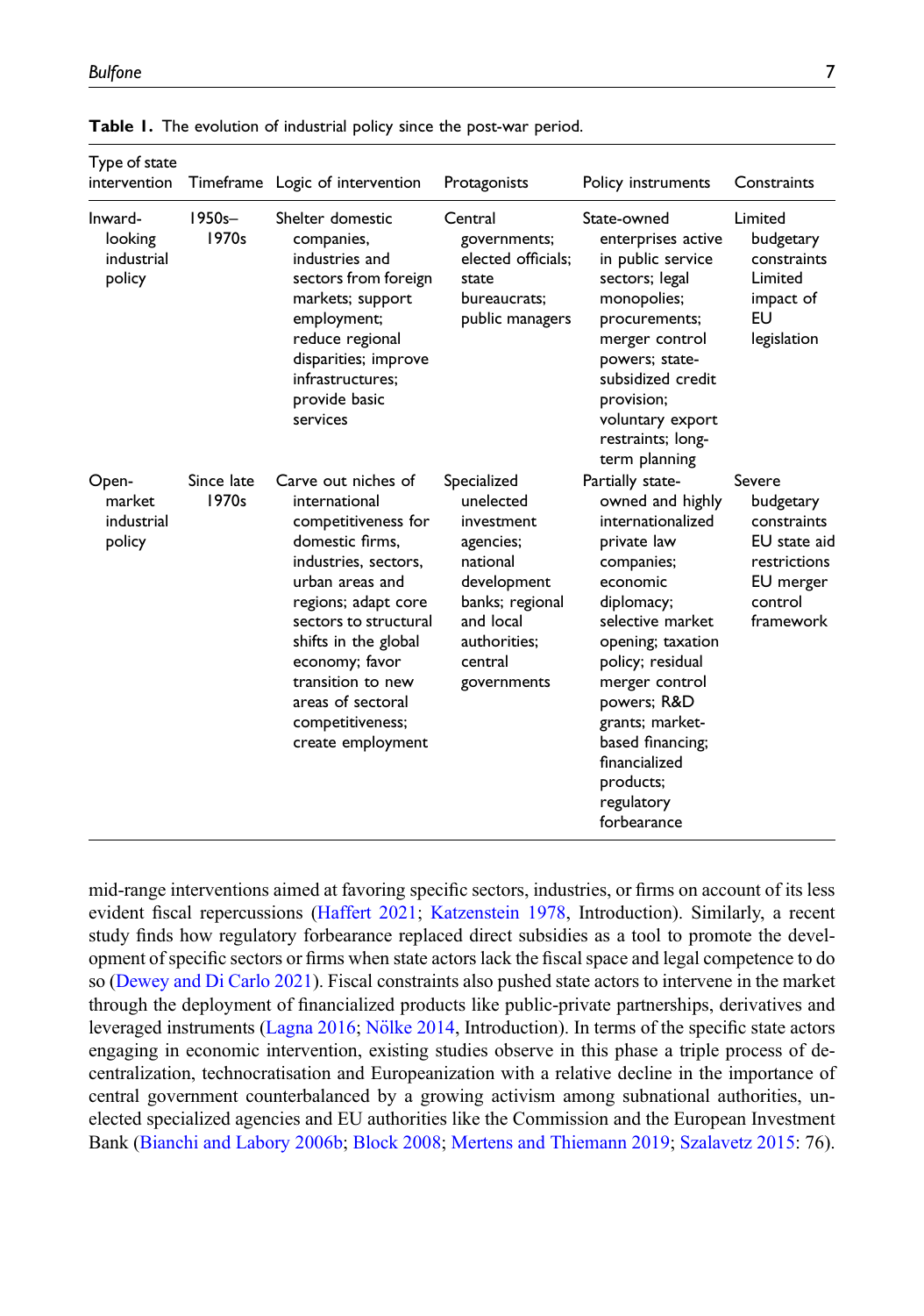**Table 1.** The evolution of industrial policy since the post-war period.

| Type of state intervention | Timeframe | Logic of intervention | Protagonists | Policy instruments | Constraints |
|---|---|---|---|---|---|
| Inward-looking industrial policy | 1950s–1970s | Shelter domestic companies, industries and sectors from foreign markets; support employment; reduce regional disparities; improve infrastructures; provide basic services | Central governments; elected officials; state bureaucrats; public managers | State-owned enterprises active in public service sectors; legal monopolies; procurements; merger control powers; state-subsidized credit provision; voluntary export restraints; long-term planning | Limited budgetary constraints Limited impact of EU legislation |
| Open-market industrial policy | Since late 1970s | Carve out niches of international competitiveness for domestic firms, industries, sectors, urban areas and regions; adapt core sectors to structural shifts in the global economy; favor transition to new areas of sectoral competitiveness; create employment | Specialized unelected investment agencies; national development banks; regional and local authorities; central governments | Partially state-owned and highly internationalized private law companies; economic diplomacy; selective market opening; taxation policy; residual merger control powers; R&D grants; market-based financing; financialized products; regulatory forbearance | Severe budgetary constraints EU state aid restrictions EU merger control framework |

mid-range interventions aimed at favoring specific sectors, industries, or firms on account of its less evident fiscal repercussions (Haffert 2021; Katzenstein 1978, Introduction). Similarly, a recent study finds how regulatory forbearance replaced direct subsidies as a tool to promote the development of specific sectors or firms when state actors lack the fiscal space and legal competence to do so (Dewey and Di Carlo 2021). Fiscal constraints also pushed state actors to intervene in the market through the deployment of financialized products like public-private partnerships, derivatives and leveraged instruments (Lagna 2016; Nölke 2014, Introduction). In terms of the specific state actors engaging in economic intervention, existing studies observe in this phase a triple process of decentralization, technocratisation and Europeanization with a relative decline in the importance of central government counterbalanced by a growing activism among subnational authorities, unelected specialized agencies and EU authorities like the Commission and the European Investment Bank (Bianchi and Labory 2006b; Block 2008; Mertens and Thiemann 2019; Szalavetz 2015: 76).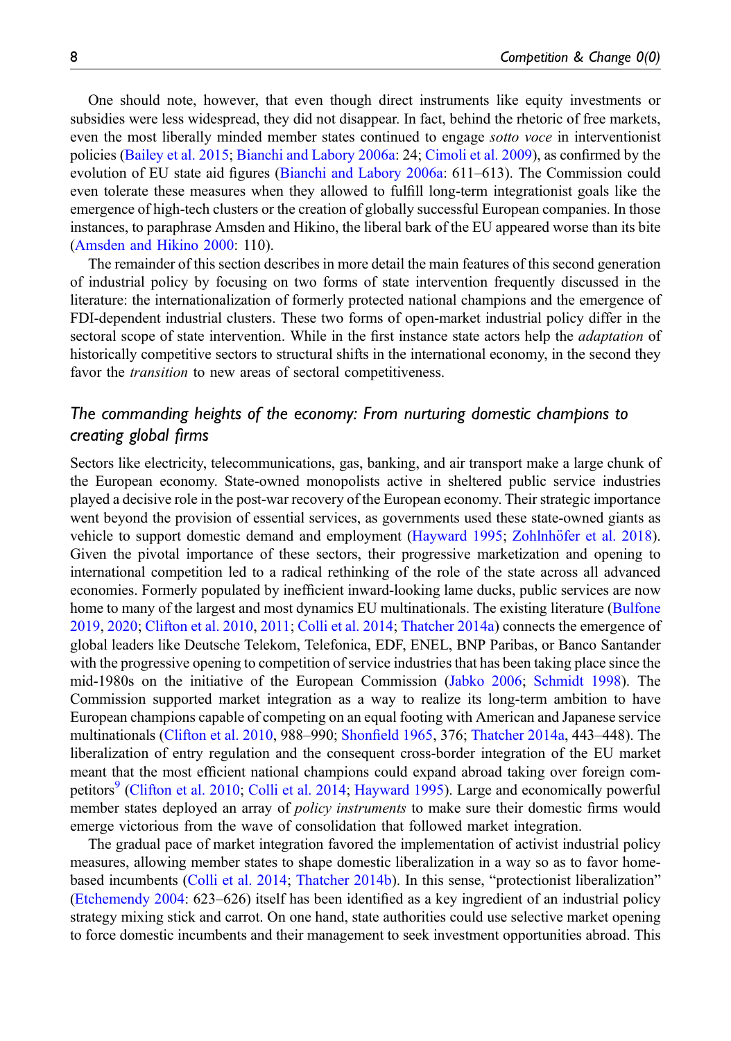One should note, however, that even though direct instruments like equity investments or subsidies were less widespread, they did not disappear. In fact, behind the rhetoric of free markets, even the most liberally minded member states continued to engage *sotto voce* in interventionist policies (Bailey et al. 2015; Bianchi and Labory 2006a: 24; Cimoli et al. 2009), as confirmed by the evolution of EU state aid figures (Bianchi and Labory 2006a: 611–613). The Commission could even tolerate these measures when they allowed to fulfill long-term integrationist goals like the emergence of high-tech clusters or the creation of globally successful European companies. In those instances, to paraphrase Amsden and Hikino, the liberal bark of the EU appeared worse than its bite (Amsden and Hikino 2000: 110).

The remainder of this section describes in more detail the main features of this second generation of industrial policy by focusing on two forms of state intervention frequently discussed in the literature: the internationalization of formerly protected national champions and the emergence of FDI-dependent industrial clusters. These two forms of open-market industrial policy differ in the sectoral scope of state intervention. While in the first instance state actors help the *adaptation* of historically competitive sectors to structural shifts in the international economy, in the second they favor the *transition* to new areas of sectoral competitiveness.

### The commanding heights of the economy: From nurturing domestic champions to creating global firms

Sectors like electricity, telecommunications, gas, banking, and air transport make a large chunk of the European economy. State-owned monopolists active in sheltered public service industries played a decisive role in the post-war recovery of the European economy. Their strategic importance went beyond the provision of essential services, as governments used these state-owned giants as vehicle to support domestic demand and employment (Hayward 1995; Zohlnhöfer et al. 2018). Given the pivotal importance of these sectors, their progressive marketization and opening to international competition led to a radical rethinking of the role of the state across all advanced economies. Formerly populated by inefficient inward-looking lame ducks, public services are now home to many of the largest and most dynamics EU multinationals. The existing literature (Bulfone 2019, 2020; Clifton et al. 2010, 2011; Colli et al. 2014; Thatcher 2014a) connects the emergence of global leaders like Deutsche Telekom, Telefonica, EDF, ENEL, BNP Paribas, or Banco Santander with the progressive opening to competition of service industries that has been taking place since the mid-1980s on the initiative of the European Commission (Jabko 2006; Schmidt 1998). The Commission supported market integration as a way to realize its long-term ambition to have European champions capable of competing on an equal footing with American and Japanese service multinationals (Clifton et al. 2010, 988–990; Shonfield 1965, 376; Thatcher 2014a, 443–448). The liberalization of entry regulation and the consequent cross-border integration of the EU market meant that the most efficient national champions could expand abroad taking over foreign competitors[9] (Clifton et al. 2010; Colli et al. 2014; Hayward 1995). Large and economically powerful member states deployed an array of *policy instruments* to make sure their domestic firms would emerge victorious from the wave of consolidation that followed market integration.

The gradual pace of market integration favored the implementation of activist industrial policy measures, allowing member states to shape domestic liberalization in a way so as to favor home-based incumbents (Colli et al. 2014; Thatcher 2014b). In this sense, "protectionist liberalization" (Etchemendy 2004: 623–626) itself has been identified as a key ingredient of an industrial policy strategy mixing stick and carrot. On one hand, state authorities could use selective market opening to force domestic incumbents and their management to seek investment opportunities abroad. This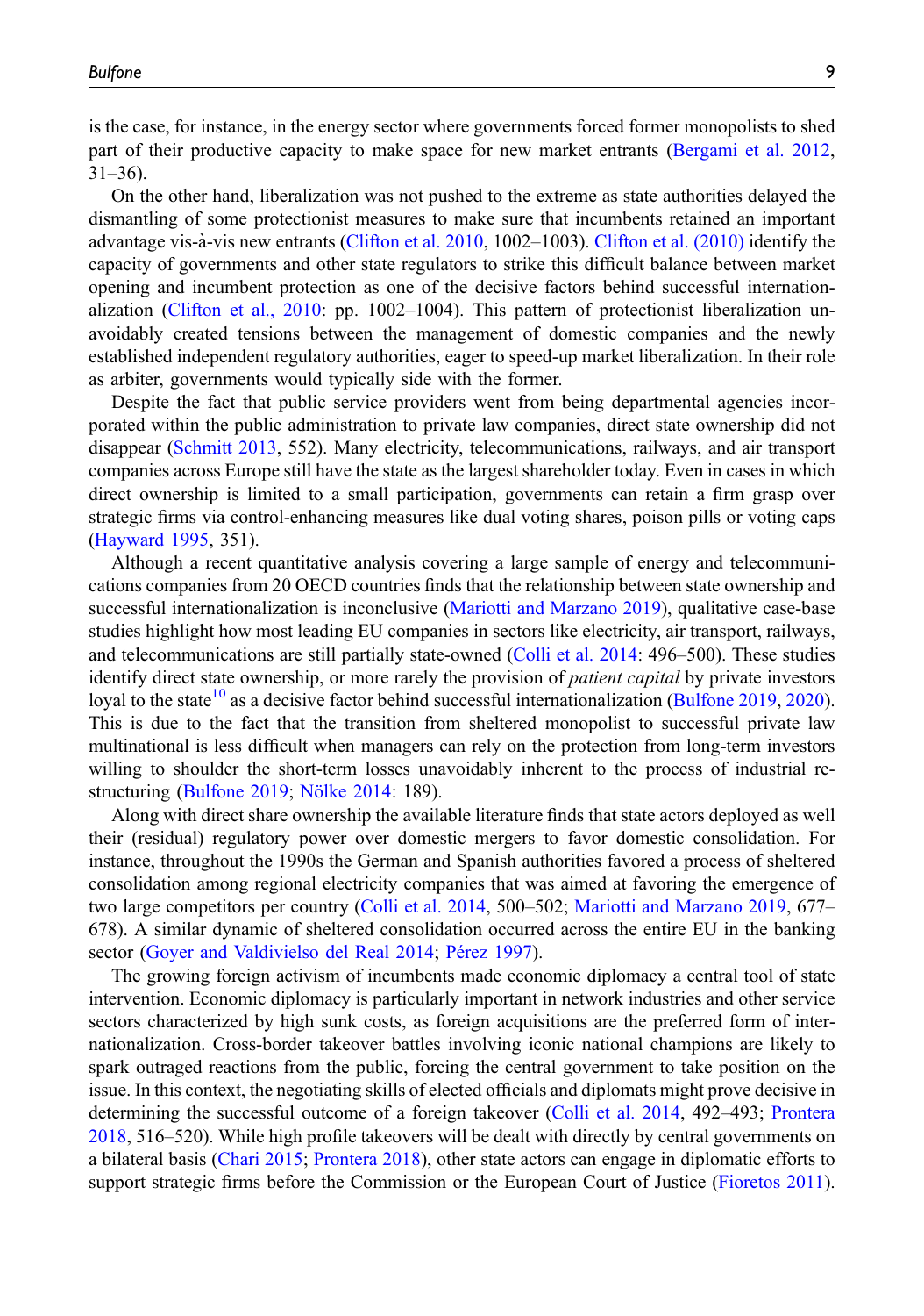is the case, for instance, in the energy sector where governments forced former monopolists to shed part of their productive capacity to make space for new market entrants (Bergami et al. 2012, 31–36).

On the other hand, liberalization was not pushed to the extreme as state authorities delayed the dismantling of some protectionist measures to make sure that incumbents retained an important advantage vis-à-vis new entrants (Clifton et al. 2010, 1002–1003). Clifton et al. (2010) identify the capacity of governments and other state regulators to strike this difficult balance between market opening and incumbent protection as one of the decisive factors behind successful internationalization (Clifton et al., 2010: pp. 1002–1004). This pattern of protectionist liberalization unavoidably created tensions between the management of domestic companies and the newly established independent regulatory authorities, eager to speed-up market liberalization. In their role as arbiter, governments would typically side with the former.

Despite the fact that public service providers went from being departmental agencies incorporated within the public administration to private law companies, direct state ownership did not disappear (Schmitt 2013, 552). Many electricity, telecommunications, railways, and air transport companies across Europe still have the state as the largest shareholder today. Even in cases in which direct ownership is limited to a small participation, governments can retain a firm grasp over strategic firms via control-enhancing measures like dual voting shares, poison pills or voting caps (Hayward 1995, 351).

Although a recent quantitative analysis covering a large sample of energy and telecommunications companies from 20 OECD countries finds that the relationship between state ownership and successful internationalization is inconclusive (Mariotti and Marzano 2019), qualitative case-base studies highlight how most leading EU companies in sectors like electricity, air transport, railways, and telecommunications are still partially state-owned (Colli et al. 2014: 496–500). These studies identify direct state ownership, or more rarely the provision of *patient capital* by private investors loyal to the state[10] as a decisive factor behind successful internationalization (Bulfone 2019, 2020). This is due to the fact that the transition from sheltered monopolist to successful private law multinational is less difficult when managers can rely on the protection from long-term investors willing to shoulder the short-term losses unavoidably inherent to the process of industrial restructuring (Bulfone 2019; Nölke 2014: 189).

Along with direct share ownership the available literature finds that state actors deployed as well their (residual) regulatory power over domestic mergers to favor domestic consolidation. For instance, throughout the 1990s the German and Spanish authorities favored a process of sheltered consolidation among regional electricity companies that was aimed at favoring the emergence of two large competitors per country (Colli et al. 2014, 500–502; Mariotti and Marzano 2019, 677–678). A similar dynamic of sheltered consolidation occurred across the entire EU in the banking sector (Goyer and Valdivielso del Real 2014; Pérez 1997).

The growing foreign activism of incumbents made economic diplomacy a central tool of state intervention. Economic diplomacy is particularly important in network industries and other service sectors characterized by high sunk costs, as foreign acquisitions are the preferred form of internationalization. Cross-border takeover battles involving iconic national champions are likely to spark outraged reactions from the public, forcing the central government to take position on the issue. In this context, the negotiating skills of elected officials and diplomats might prove decisive in determining the successful outcome of a foreign takeover (Colli et al. 2014, 492–493; Prontera 2018, 516–520). While high profile takeovers will be dealt with directly by central governments on a bilateral basis (Chari 2015; Prontera 2018), other state actors can engage in diplomatic efforts to support strategic firms before the Commission or the European Court of Justice (Fioretos 2011).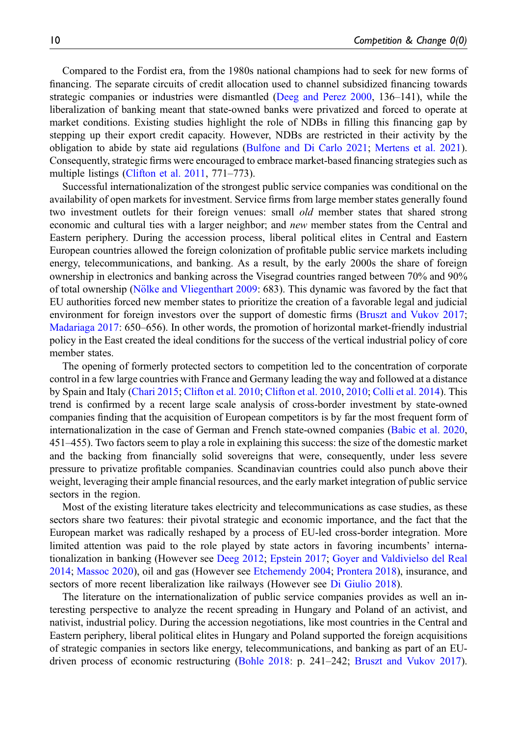Compared to the Fordist era, from the 1980s national champions had to seek for new forms of financing. The separate circuits of credit allocation used to channel subsidized financing towards strategic companies or industries were dismantled (Deeg and Perez 2000, 136–141), while the liberalization of banking meant that state-owned banks were privatized and forced to operate at market conditions. Existing studies highlight the role of NDBs in filling this financing gap by stepping up their export credit capacity. However, NDBs are restricted in their activity by the obligation to abide by state aid regulations (Bulfone and Di Carlo 2021; Mertens et al. 2021). Consequently, strategic firms were encouraged to embrace market-based financing strategies such as multiple listings (Clifton et al. 2011, 771–773).

Successful internationalization of the strongest public service companies was conditional on the availability of open markets for investment. Service firms from large member states generally found two investment outlets for their foreign venues: small *old* member states that shared strong economic and cultural ties with a larger neighbor; and *new* member states from the Central and Eastern periphery. During the accession process, liberal political elites in Central and Eastern European countries allowed the foreign colonization of profitable public service markets including energy, telecommunications, and banking. As a result, by the early 2000s the share of foreign ownership in electronics and banking across the Visegrad countries ranged between 70% and 90% of total ownership (Nölke and Vliegenthart 2009: 683). This dynamic was favored by the fact that EU authorities forced new member states to prioritize the creation of a favorable legal and judicial environment for foreign investors over the support of domestic firms (Bruszt and Vukov 2017; Madariaga 2017: 650–656). In other words, the promotion of horizontal market-friendly industrial policy in the East created the ideal conditions for the success of the vertical industrial policy of core member states.

The opening of formerly protected sectors to competition led to the concentration of corporate control in a few large countries with France and Germany leading the way and followed at a distance by Spain and Italy (Chari 2015; Clifton et al. 2010; Clifton et al. 2010, 2010; Colli et al. 2014). This trend is confirmed by a recent large scale analysis of cross-border investment by state-owned companies finding that the acquisition of European competitors is by far the most frequent form of internationalization in the case of German and French state-owned companies (Babic et al. 2020, 451–455). Two factors seem to play a role in explaining this success: the size of the domestic market and the backing from financially solid sovereigns that were, consequently, under less severe pressure to privatize profitable companies. Scandinavian countries could also punch above their weight, leveraging their ample financial resources, and the early market integration of public service sectors in the region.

Most of the existing literature takes electricity and telecommunications as case studies, as these sectors share two features: their pivotal strategic and economic importance, and the fact that the European market was radically reshaped by a process of EU-led cross-border integration. More limited attention was paid to the role played by state actors in favoring incumbents' internationalization in banking (However see Deeg 2012; Epstein 2017; Goyer and Valdivielso del Real 2014; Massoc 2020), oil and gas (However see Etchemendy 2004; Prontera 2018), insurance, and sectors of more recent liberalization like railways (However see Di Giulio 2018).

The literature on the internationalization of public service companies provides as well an interesting perspective to analyze the recent spreading in Hungary and Poland of an activist, and nativist, industrial policy. During the accession negotiations, like most countries in the Central and Eastern periphery, liberal political elites in Hungary and Poland supported the foreign acquisitions of strategic companies in sectors like energy, telecommunications, and banking as part of an EU-driven process of economic restructuring (Bohle 2018: p. 241–242; Bruszt and Vukov 2017).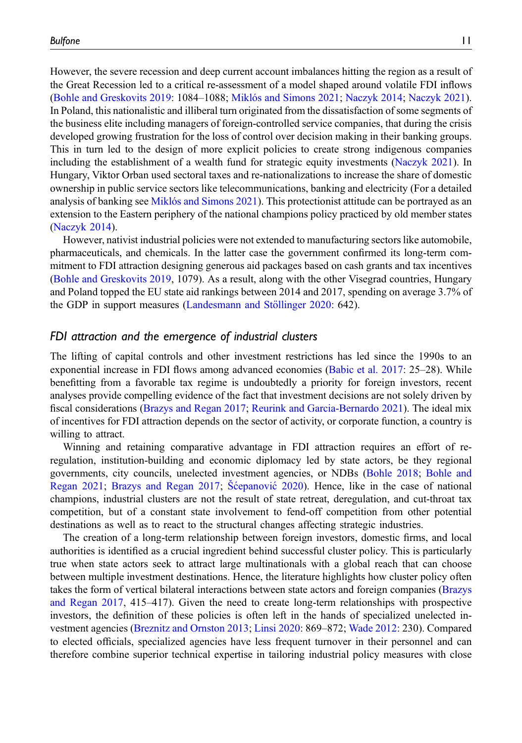However, the severe recession and deep current account imbalances hitting the region as a result of the Great Recession led to a critical re-assessment of a model shaped around volatile FDI inflows (Bohle and Greskovits 2019: 1084–1088; Miklós and Simons 2021; Naczyk 2014; Naczyk 2021). In Poland, this nationalistic and illiberal turn originated from the dissatisfaction of some segments of the business elite including managers of foreign-controlled service companies, that during the crisis developed growing frustration for the loss of control over decision making in their banking groups. This in turn led to the design of more explicit policies to create strong indigenous companies including the establishment of a wealth fund for strategic equity investments (Naczyk 2021). In Hungary, Viktor Orban used sectoral taxes and re-nationalizations to increase the share of domestic ownership in public service sectors like telecommunications, banking and electricity (For a detailed analysis of banking see Miklós and Simons 2021). This protectionist attitude can be portrayed as an extension to the Eastern periphery of the national champions policy practiced by old member states (Naczyk 2014).

However, nativist industrial policies were not extended to manufacturing sectors like automobile, pharmaceuticals, and chemicals. In the latter case the government confirmed its long-term commitment to FDI attraction designing generous aid packages based on cash grants and tax incentives (Bohle and Greskovits 2019, 1079). As a result, along with the other Visegrad countries, Hungary and Poland topped the EU state aid rankings between 2014 and 2017, spending on average 3.7% of the GDP in support measures (Landesmann and Stöllinger 2020: 642).

### *FDI attraction and the emergence of industrial clusters*

The lifting of capital controls and other investment restrictions has led since the 1990s to an exponential increase in FDI flows among advanced economies (Babic et al. 2017: 25–28). While benefitting from a favorable tax regime is undoubtedly a priority for foreign investors, recent analyses provide compelling evidence of the fact that investment decisions are not solely driven by fiscal considerations (Brazys and Regan 2017; Reurink and Garcia-Bernardo 2021). The ideal mix of incentives for FDI attraction depends on the sector of activity, or corporate function, a country is willing to attract.

Winning and retaining comparative advantage in FDI attraction requires an effort of re-regulation, institution-building and economic diplomacy led by state actors, be they regional governments, city councils, unelected investment agencies, or NDBs (Bohle 2018; Bohle and Regan 2021; Brazys and Regan 2017; Šćepanović 2020). Hence, like in the case of national champions, industrial clusters are not the result of state retreat, deregulation, and cut-throat tax competition, but of a constant state involvement to fend-off competition from other potential destinations as well as to react to the structural changes affecting strategic industries.

The creation of a long-term relationship between foreign investors, domestic firms, and local authorities is identified as a crucial ingredient behind successful cluster policy. This is particularly true when state actors seek to attract large multinationals with a global reach that can choose between multiple investment destinations. Hence, the literature highlights how cluster policy often takes the form of vertical bilateral interactions between state actors and foreign companies (Brazys and Regan 2017, 415–417). Given the need to create long-term relationships with prospective investors, the definition of these policies is often left in the hands of specialized unelected investment agencies (Breznitz and Ornston 2013; Linsi 2020: 869–872; Wade 2012: 230). Compared to elected officials, specialized agencies have less frequent turnover in their personnel and can therefore combine superior technical expertise in tailoring industrial policy measures with close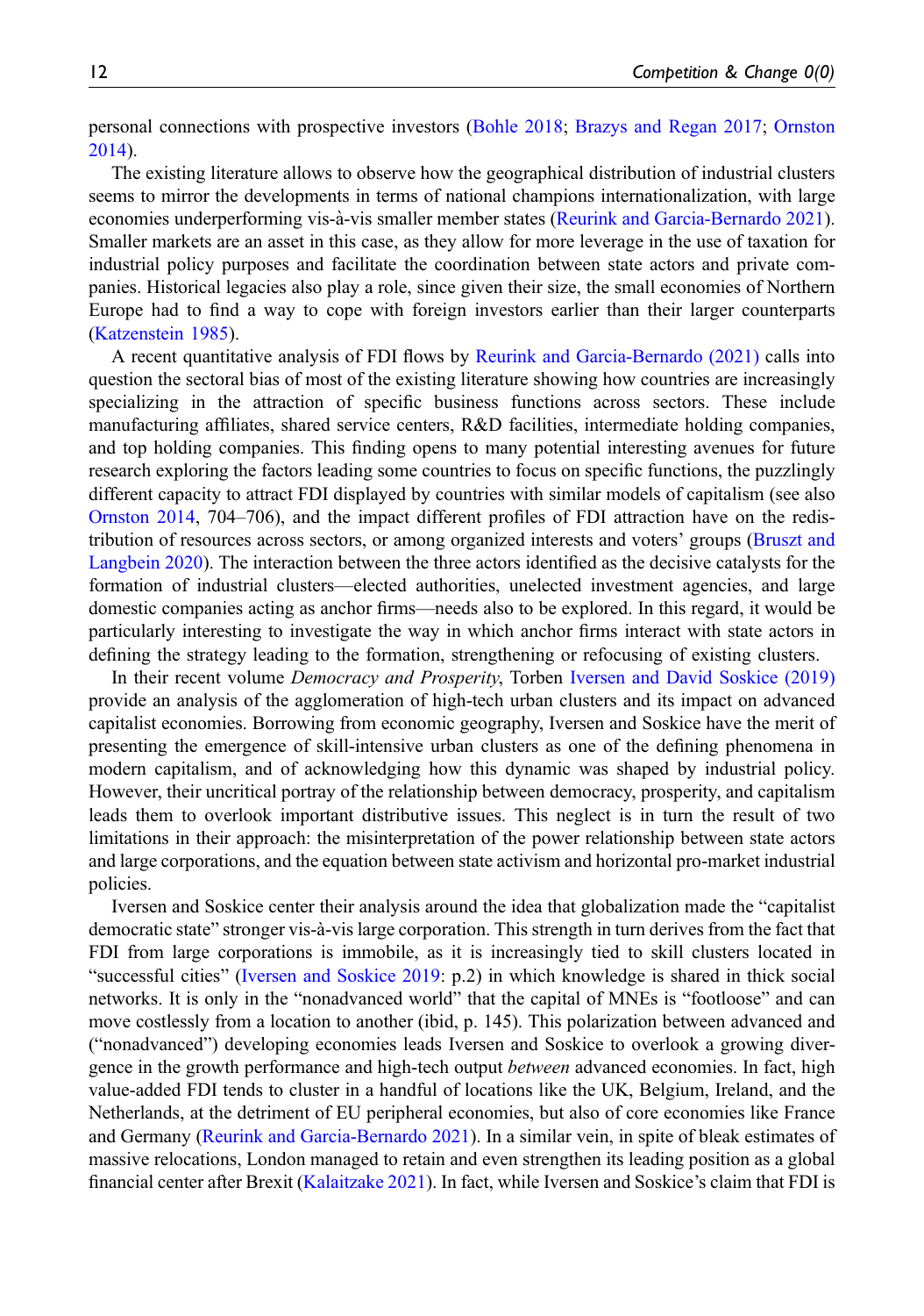personal connections with prospective investors (Bohle 2018; Brazys and Regan 2017; Ornston 2014).

The existing literature allows to observe how the geographical distribution of industrial clusters seems to mirror the developments in terms of national champions internationalization, with large economies underperforming vis-à-vis smaller member states (Reurink and Garcia-Bernardo 2021). Smaller markets are an asset in this case, as they allow for more leverage in the use of taxation for industrial policy purposes and facilitate the coordination between state actors and private companies. Historical legacies also play a role, since given their size, the small economies of Northern Europe had to find a way to cope with foreign investors earlier than their larger counterparts (Katzenstein 1985).

A recent quantitative analysis of FDI flows by Reurink and Garcia-Bernardo (2021) calls into question the sectoral bias of most of the existing literature showing how countries are increasingly specializing in the attraction of specific business functions across sectors. These include manufacturing affiliates, shared service centers, R&D facilities, intermediate holding companies, and top holding companies. This finding opens to many potential interesting avenues for future research exploring the factors leading some countries to focus on specific functions, the puzzlingly different capacity to attract FDI displayed by countries with similar models of capitalism (see also Ornston 2014, 704–706), and the impact different profiles of FDI attraction have on the redistribution of resources across sectors, or among organized interests and voters' groups (Bruszt and Langbein 2020). The interaction between the three actors identified as the decisive catalysts for the formation of industrial clusters—elected authorities, unelected investment agencies, and large domestic companies acting as anchor firms—needs also to be explored. In this regard, it would be particularly interesting to investigate the way in which anchor firms interact with state actors in defining the strategy leading to the formation, strengthening or refocusing of existing clusters.

In their recent volume *Democracy and Prosperity*, Torben Iversen and David Soskice (2019) provide an analysis of the agglomeration of high-tech urban clusters and its impact on advanced capitalist economies. Borrowing from economic geography, Iversen and Soskice have the merit of presenting the emergence of skill-intensive urban clusters as one of the defining phenomena in modern capitalism, and of acknowledging how this dynamic was shaped by industrial policy. However, their uncritical portray of the relationship between democracy, prosperity, and capitalism leads them to overlook important distributive issues. This neglect is in turn the result of two limitations in their approach: the misinterpretation of the power relationship between state actors and large corporations, and the equation between state activism and horizontal pro-market industrial policies.

Iversen and Soskice center their analysis around the idea that globalization made the "capitalist democratic state" stronger vis-à-vis large corporation. This strength in turn derives from the fact that FDI from large corporations is immobile, as it is increasingly tied to skill clusters located in "successful cities" (Iversen and Soskice 2019: p.2) in which knowledge is shared in thick social networks. It is only in the "nonadvanced world" that the capital of MNEs is "footloose" and can move costlessly from a location to another (ibid, p. 145). This polarization between advanced and ("nonadvanced") developing economies leads Iversen and Soskice to overlook a growing divergence in the growth performance and high-tech output *between* advanced economies. In fact, high value-added FDI tends to cluster in a handful of locations like the UK, Belgium, Ireland, and the Netherlands, at the detriment of EU peripheral economies, but also of core economies like France and Germany (Reurink and Garcia-Bernardo 2021). In a similar vein, in spite of bleak estimates of massive relocations, London managed to retain and even strengthen its leading position as a global financial center after Brexit (Kalaitzake 2021). In fact, while Iversen and Soskice's claim that FDI is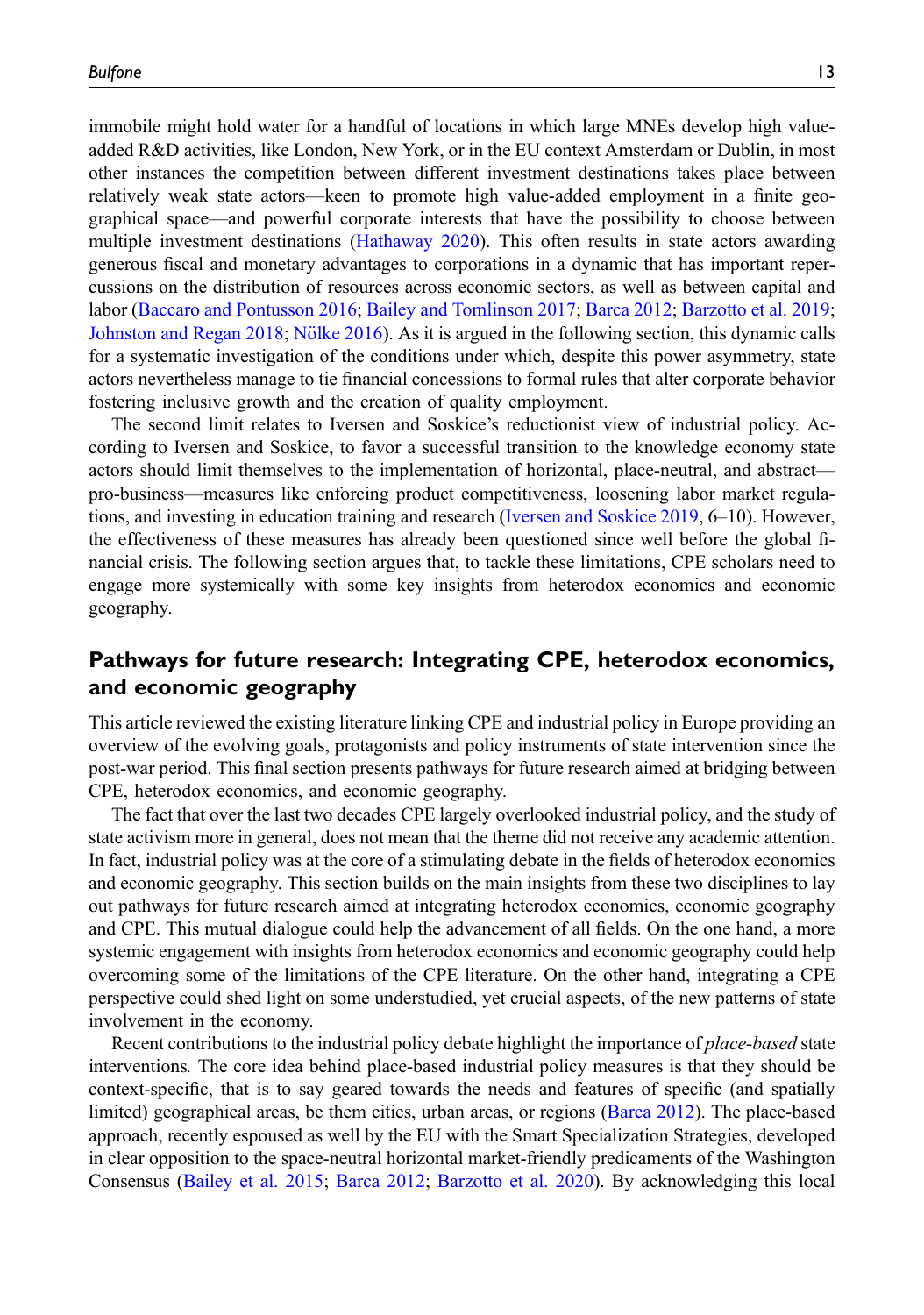immobile might hold water for a handful of locations in which large MNEs develop high value-added R&D activities, like London, New York, or in the EU context Amsterdam or Dublin, in most other instances the competition between different investment destinations takes place between relatively weak state actors—keen to promote high value-added employment in a finite geographical space—and powerful corporate interests that have the possibility to choose between multiple investment destinations (Hathaway 2020). This often results in state actors awarding generous fiscal and monetary advantages to corporations in a dynamic that has important repercussions on the distribution of resources across economic sectors, as well as between capital and labor (Baccaro and Pontusson 2016; Bailey and Tomlinson 2017; Barca 2012; Barzotto et al. 2019; Johnston and Regan 2018; Nölke 2016). As it is argued in the following section, this dynamic calls for a systematic investigation of the conditions under which, despite this power asymmetry, state actors nevertheless manage to tie financial concessions to formal rules that alter corporate behavior fostering inclusive growth and the creation of quality employment.

The second limit relates to Iversen and Soskice's reductionist view of industrial policy. According to Iversen and Soskice, to favor a successful transition to the knowledge economy state actors should limit themselves to the implementation of horizontal, place-neutral, and abstract—pro-business—measures like enforcing product competitiveness, loosening labor market regulations, and investing in education training and research (Iversen and Soskice 2019, 6–10). However, the effectiveness of these measures has already been questioned since well before the global financial crisis. The following section argues that, to tackle these limitations, CPE scholars need to engage more systemically with some key insights from heterodox economics and economic geography.

## Pathways for future research: Integrating CPE, heterodox economics, and economic geography

This article reviewed the existing literature linking CPE and industrial policy in Europe providing an overview of the evolving goals, protagonists and policy instruments of state intervention since the post-war period. This final section presents pathways for future research aimed at bridging between CPE, heterodox economics, and economic geography.

The fact that over the last two decades CPE largely overlooked industrial policy, and the study of state activism more in general, does not mean that the theme did not receive any academic attention. In fact, industrial policy was at the core of a stimulating debate in the fields of heterodox economics and economic geography. This section builds on the main insights from these two disciplines to lay out pathways for future research aimed at integrating heterodox economics, economic geography and CPE. This mutual dialogue could help the advancement of all fields. On the one hand, a more systemic engagement with insights from heterodox economics and economic geography could help overcoming some of the limitations of the CPE literature. On the other hand, integrating a CPE perspective could shed light on some understudied, yet crucial aspects, of the new patterns of state involvement in the economy.

Recent contributions to the industrial policy debate highlight the importance of *place-based* state interventions*.* The core idea behind place-based industrial policy measures is that they should be context-specific, that is to say geared towards the needs and features of specific (and spatially limited) geographical areas, be them cities, urban areas, or regions (Barca 2012). The place-based approach, recently espoused as well by the EU with the Smart Specialization Strategies, developed in clear opposition to the space-neutral horizontal market-friendly predicaments of the Washington Consensus (Bailey et al. 2015; Barca 2012; Barzotto et al. 2020). By acknowledging this local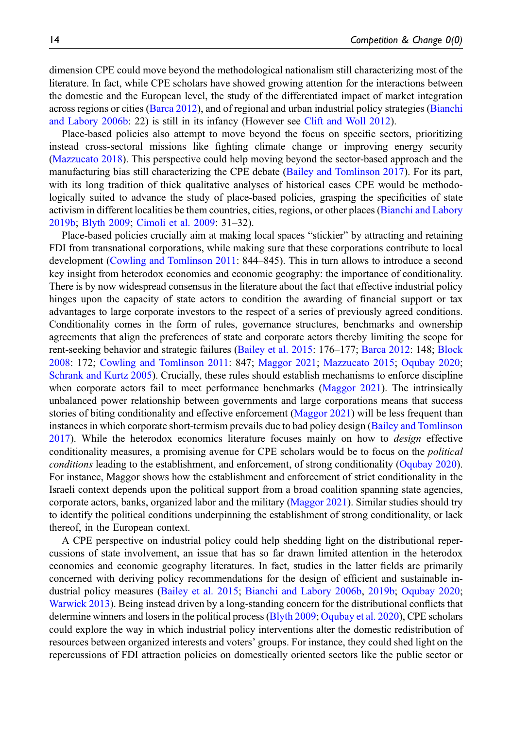dimension CPE could move beyond the methodological nationalism still characterizing most of the literature. In fact, while CPE scholars have showed growing attention for the interactions between the domestic and the European level, the study of the differentiated impact of market integration across regions or cities (Barca 2012), and of regional and urban industrial policy strategies (Bianchi and Labory 2006b: 22) is still in its infancy (However see Clift and Woll 2012).

Place-based policies also attempt to move beyond the focus on specific sectors, prioritizing instead cross-sectoral missions like fighting climate change or improving energy security (Mazzucato 2018). This perspective could help moving beyond the sector-based approach and the manufacturing bias still characterizing the CPE debate (Bailey and Tomlinson 2017). For its part, with its long tradition of thick qualitative analyses of historical cases CPE would be methodologically suited to advance the study of place-based policies, grasping the specificities of state activism in different localities be them countries, cities, regions, or other places (Bianchi and Labory 2019b; Blyth 2009; Cimoli et al. 2009: 31–32).

Place-based policies crucially aim at making local spaces "stickier" by attracting and retaining FDI from transnational corporations, while making sure that these corporations contribute to local development (Cowling and Tomlinson 2011: 844–845). This in turn allows to introduce a second key insight from heterodox economics and economic geography: the importance of conditionality. There is by now widespread consensus in the literature about the fact that effective industrial policy hinges upon the capacity of state actors to condition the awarding of financial support or tax advantages to large corporate investors to the respect of a series of previously agreed conditions. Conditionality comes in the form of rules, governance structures, benchmarks and ownership agreements that align the preferences of state and corporate actors thereby limiting the scope for rent-seeking behavior and strategic failures (Bailey et al. 2015: 176–177; Barca 2012: 148; Block 2008: 172; Cowling and Tomlinson 2011: 847; Maggor 2021; Mazzucato 2015; Oqubay 2020; Schrank and Kurtz 2005). Crucially, these rules should establish mechanisms to enforce discipline when corporate actors fail to meet performance benchmarks (Maggor 2021). The intrinsically unbalanced power relationship between governments and large corporations means that success stories of biting conditionality and effective enforcement (Maggor 2021) will be less frequent than instances in which corporate short-termism prevails due to bad policy design (Bailey and Tomlinson 2017). While the heterodox economics literature focuses mainly on how to *design* effective conditionality measures, a promising avenue for CPE scholars would be to focus on the *political conditions* leading to the establishment, and enforcement, of strong conditionality (Oqubay 2020). For instance, Maggor shows how the establishment and enforcement of strict conditionality in the Israeli context depends upon the political support from a broad coalition spanning state agencies, corporate actors, banks, organized labor and the military (Maggor 2021). Similar studies should try to identify the political conditions underpinning the establishment of strong conditionality, or lack thereof, in the European context.

A CPE perspective on industrial policy could help shedding light on the distributional repercussions of state involvement, an issue that has so far drawn limited attention in the heterodox economics and economic geography literatures. In fact, studies in the latter fields are primarily concerned with deriving policy recommendations for the design of efficient and sustainable industrial policy measures (Bailey et al. 2015; Bianchi and Labory 2006b, 2019b; Oqubay 2020; Warwick 2013). Being instead driven by a long-standing concern for the distributional conflicts that determine winners and losers in the political process (Blyth 2009; Oqubay et al. 2020), CPE scholars could explore the way in which industrial policy interventions alter the domestic redistribution of resources between organized interests and voters' groups. For instance, they could shed light on the repercussions of FDI attraction policies on domestically oriented sectors like the public sector or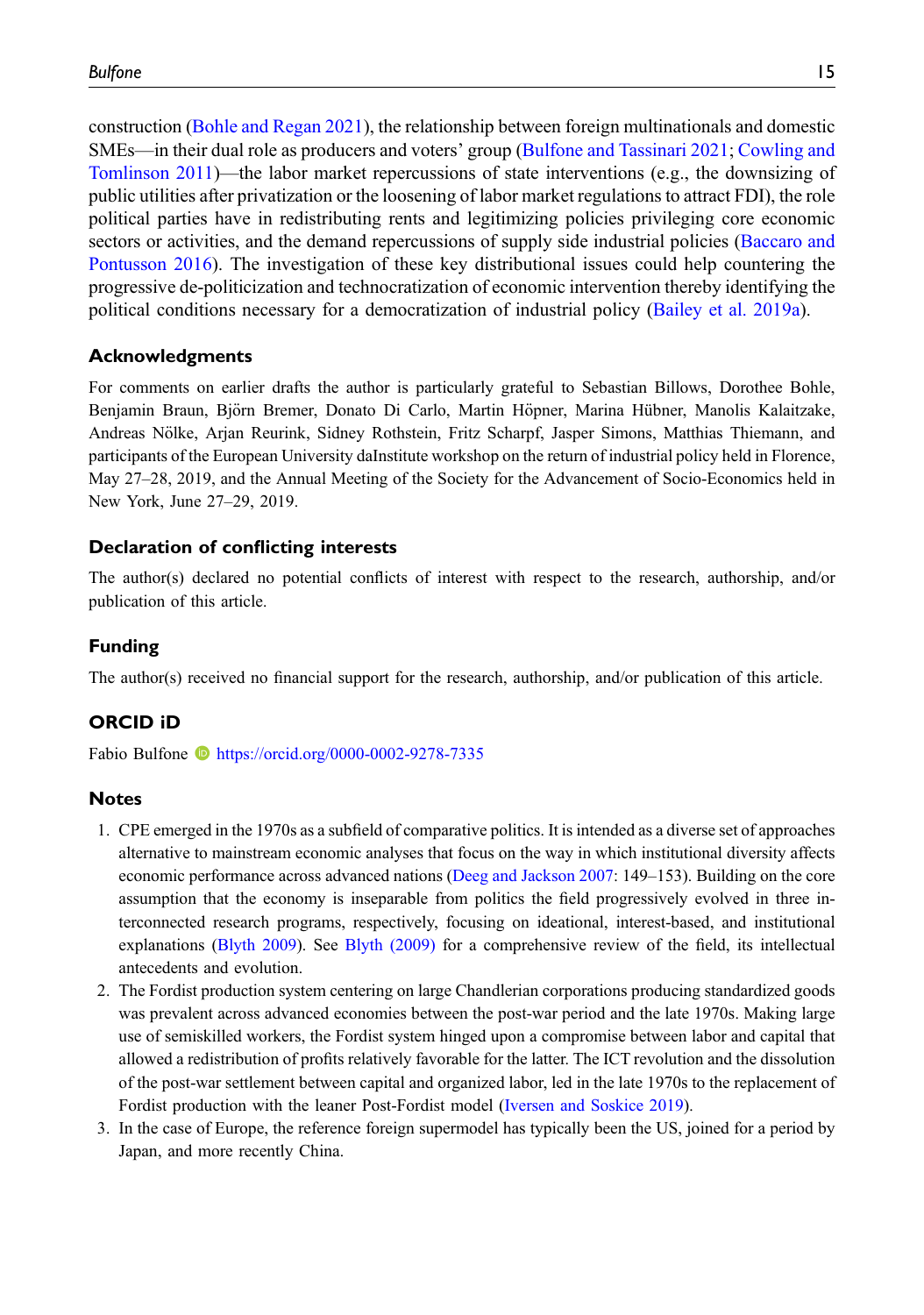construction (Bohle and Regan 2021), the relationship between foreign multinationals and domestic SMEs—in their dual role as producers and voters' group (Bulfone and Tassinari 2021; Cowling and Tomlinson 2011)—the labor market repercussions of state interventions (e.g., the downsizing of public utilities after privatization or the loosening of labor market regulations to attract FDI), the role political parties have in redistributing rents and legitimizing policies privileging core economic sectors or activities, and the demand repercussions of supply side industrial policies (Baccaro and Pontusson 2016). The investigation of these key distributional issues could help countering the progressive de-politicization and technocratization of economic intervention thereby identifying the political conditions necessary for a democratization of industrial policy (Bailey et al. 2019a).

## Acknowledgments

For comments on earlier drafts the author is particularly grateful to Sebastian Billows, Dorothee Bohle, Benjamin Braun, Björn Bremer, Donato Di Carlo, Martin Höpner, Marina Hübner, Manolis Kalaitzake, Andreas Nölke, Arjan Reurink, Sidney Rothstein, Fritz Scharpf, Jasper Simons, Matthias Thiemann, and participants of the European University daInstitute workshop on the return of industrial policy held in Florence, May 27–28, 2019, and the Annual Meeting of the Society for the Advancement of Socio-Economics held in New York, June 27–29, 2019.

## Declaration of conflicting interests

The author(s) declared no potential conflicts of interest with respect to the research, authorship, and/or publication of this article.

## Funding

The author(s) received no financial support for the research, authorship, and/or publication of this article.

## ORCID iD

Fabio Bulfone https://orcid.org/0000-0002-9278-7335

## Notes

1. CPE emerged in the 1970s as a subfield of comparative politics. It is intended as a diverse set of approaches alternative to mainstream economic analyses that focus on the way in which institutional diversity affects economic performance across advanced nations (Deeg and Jackson 2007: 149–153). Building on the core assumption that the economy is inseparable from politics the field progressively evolved in three interconnected research programs, respectively, focusing on ideational, interest-based, and institutional explanations (Blyth 2009). See Blyth (2009) for a comprehensive review of the field, its intellectual antecedents and evolution.
2. The Fordist production system centering on large Chandlerian corporations producing standardized goods was prevalent across advanced economies between the post-war period and the late 1970s. Making large use of semiskilled workers, the Fordist system hinged upon a compromise between labor and capital that allowed a redistribution of profits relatively favorable for the latter. The ICT revolution and the dissolution of the post-war settlement between capital and organized labor, led in the late 1970s to the replacement of Fordist production with the leaner Post-Fordist model (Iversen and Soskice 2019).
3. In the case of Europe, the reference foreign supermodel has typically been the US, joined for a period by Japan, and more recently China.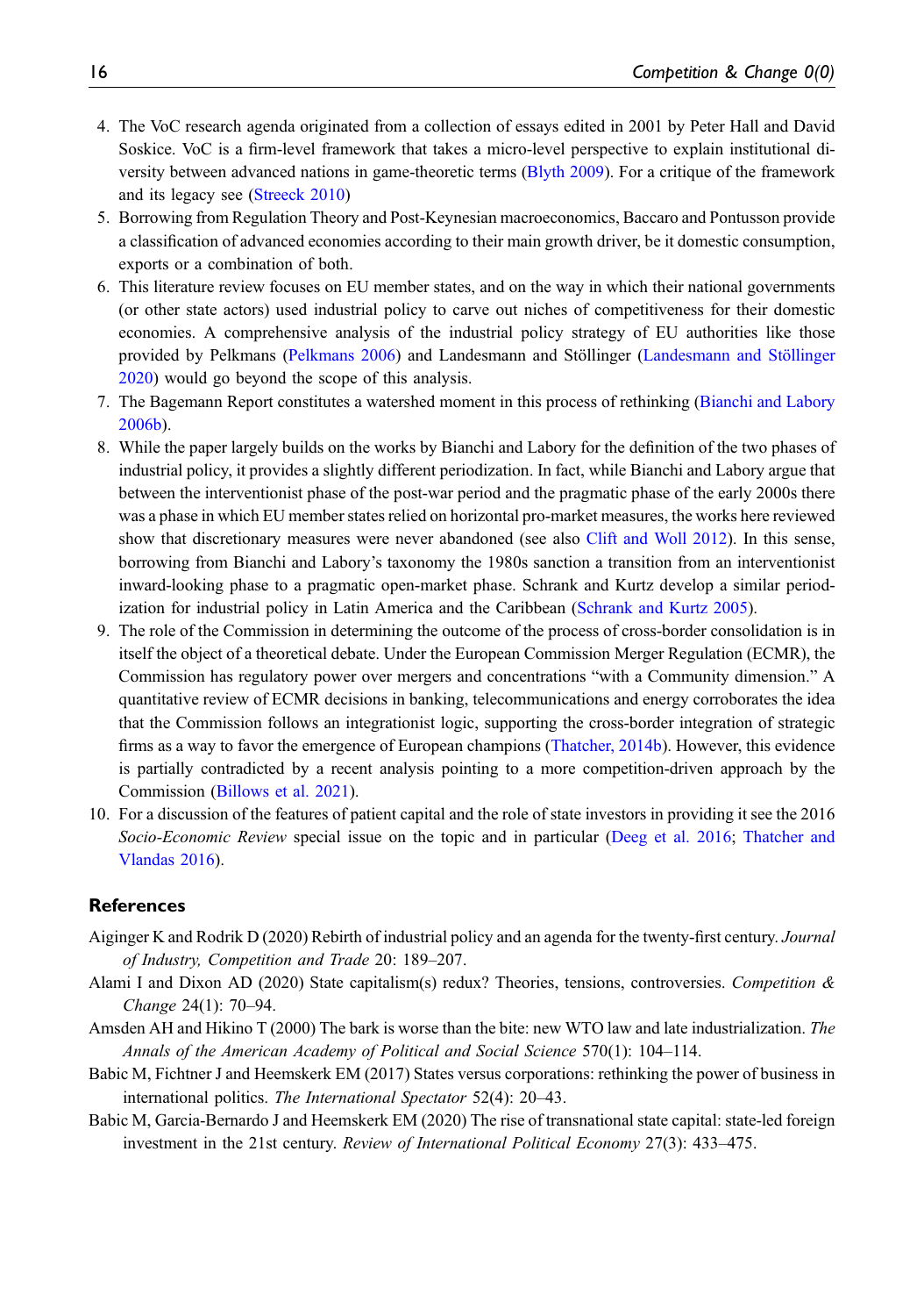4. The VoC research agenda originated from a collection of essays edited in 2001 by Peter Hall and David Soskice. VoC is a firm-level framework that takes a micro-level perspective to explain institutional diversity between advanced nations in game-theoretic terms (Blyth 2009). For a critique of the framework and its legacy see (Streeck 2010)
5. Borrowing from Regulation Theory and Post-Keynesian macroeconomics, Baccaro and Pontusson provide a classification of advanced economies according to their main growth driver, be it domestic consumption, exports or a combination of both.
6. This literature review focuses on EU member states, and on the way in which their national governments (or other state actors) used industrial policy to carve out niches of competitiveness for their domestic economies. A comprehensive analysis of the industrial policy strategy of EU authorities like those provided by Pelkmans (Pelkmans 2006) and Landesmann and Stöllinger (Landesmann and Stöllinger 2020) would go beyond the scope of this analysis.
7. The Bagemann Report constitutes a watershed moment in this process of rethinking (Bianchi and Labory 2006b).
8. While the paper largely builds on the works by Bianchi and Labory for the definition of the two phases of industrial policy, it provides a slightly different periodization. In fact, while Bianchi and Labory argue that between the interventionist phase of the post-war period and the pragmatic phase of the early 2000s there was a phase in which EU member states relied on horizontal pro-market measures, the works here reviewed show that discretionary measures were never abandoned (see also Clift and Woll 2012). In this sense, borrowing from Bianchi and Labory's taxonomy the 1980s sanction a transition from an interventionist inward-looking phase to a pragmatic open-market phase. Schrank and Kurtz develop a similar periodization for industrial policy in Latin America and the Caribbean (Schrank and Kurtz 2005).
9. The role of the Commission in determining the outcome of the process of cross-border consolidation is in itself the object of a theoretical debate. Under the European Commission Merger Regulation (ECMR), the Commission has regulatory power over mergers and concentrations "with a Community dimension." A quantitative review of ECMR decisions in banking, telecommunications and energy corroborates the idea that the Commission follows an integrationist logic, supporting the cross-border integration of strategic firms as a way to favor the emergence of European champions (Thatcher, 2014b). However, this evidence is partially contradicted by a recent analysis pointing to a more competition-driven approach by the Commission (Billows et al. 2021).
10. For a discussion of the features of patient capital and the role of state investors in providing it see the 2016 *Socio-Economic Review* special issue on the topic and in particular (Deeg et al. 2016; Thatcher and Vlandas 2016).

## References

Aiginger K and Rodrik D (2020) Rebirth of industrial policy and an agenda for the twenty-first century. *Journal of Industry, Competition and Trade* 20: 189–207.

Alami I and Dixon AD (2020) State capitalism(s) redux? Theories, tensions, controversies. *Competition & Change* 24(1): 70–94.

Amsden AH and Hikino T (2000) The bark is worse than the bite: new WTO law and late industrialization. *The Annals of the American Academy of Political and Social Science* 570(1): 104–114.

Babic M, Fichtner J and Heemskerk EM (2017) States versus corporations: rethinking the power of business in international politics. *The International Spectator* 52(4): 20–43.

Babic M, Garcia-Bernardo J and Heemskerk EM (2020) The rise of transnational state capital: state-led foreign investment in the 21st century. *Review of International Political Economy* 27(3): 433–475.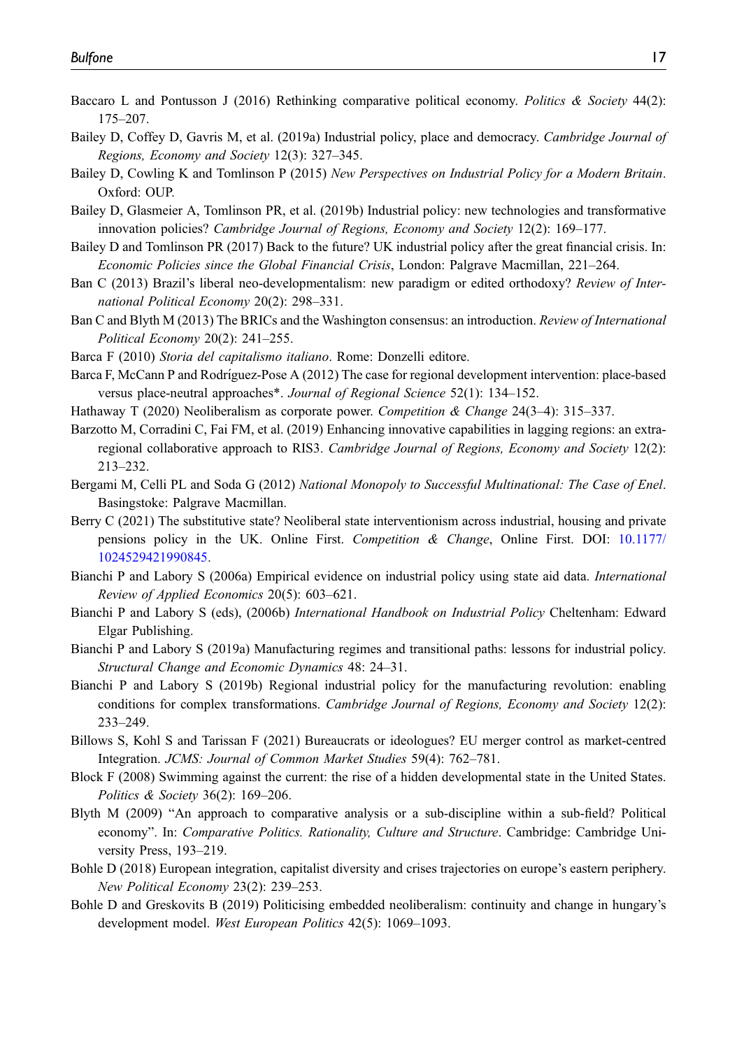Baccaro L and Pontusson J (2016) Rethinking comparative political economy. *Politics & Society* 44(2): 175–207.

Bailey D, Coffey D, Gavris M, et al. (2019a) Industrial policy, place and democracy. *Cambridge Journal of Regions, Economy and Society* 12(3): 327–345.

Bailey D, Cowling K and Tomlinson P (2015) *New Perspectives on Industrial Policy for a Modern Britain*. Oxford: OUP.

Bailey D, Glasmeier A, Tomlinson PR, et al. (2019b) Industrial policy: new technologies and transformative innovation policies? *Cambridge Journal of Regions, Economy and Society* 12(2): 169–177.

Bailey D and Tomlinson PR (2017) Back to the future? UK industrial policy after the great financial crisis. In: *Economic Policies since the Global Financial Crisis*, London: Palgrave Macmillan, 221–264.

Ban C (2013) Brazil's liberal neo-developmentalism: new paradigm or edited orthodoxy? *Review of International Political Economy* 20(2): 298–331.

Ban C and Blyth M (2013) The BRICs and the Washington consensus: an introduction. *Review of International Political Economy* 20(2): 241–255.

Barca F (2010) *Storia del capitalismo italiano*. Rome: Donzelli editore.

Barca F, McCann P and Rodríguez-Pose A (2012) The case for regional development intervention: place-based versus place-neutral approaches\*. *Journal of Regional Science* 52(1): 134–152.

Hathaway T (2020) Neoliberalism as corporate power. *Competition & Change* 24(3–4): 315–337.

Barzotto M, Corradini C, Fai FM, et al. (2019) Enhancing innovative capabilities in lagging regions: an extra-regional collaborative approach to RIS3. *Cambridge Journal of Regions, Economy and Society* 12(2): 213–232.

Bergami M, Celli PL and Soda G (2012) *National Monopoly to Successful Multinational: The Case of Enel*. Basingstoke: Palgrave Macmillan.

Berry C (2021) The substitutive state? Neoliberal state interventionism across industrial, housing and private pensions policy in the UK. Online First. *Competition & Change*, Online First. DOI: 10.1177/1024529421990845.

Bianchi P and Labory S (2006a) Empirical evidence on industrial policy using state aid data. *International Review of Applied Economics* 20(5): 603–621.

Bianchi P and Labory S (eds), (2006b) *International Handbook on Industrial Policy* Cheltenham: Edward Elgar Publishing.

Bianchi P and Labory S (2019a) Manufacturing regimes and transitional paths: lessons for industrial policy. *Structural Change and Economic Dynamics* 48: 24–31.

Bianchi P and Labory S (2019b) Regional industrial policy for the manufacturing revolution: enabling conditions for complex transformations. *Cambridge Journal of Regions, Economy and Society* 12(2): 233–249.

Billows S, Kohl S and Tarissan F (2021) Bureaucrats or ideologues? EU merger control as market-centred Integration. *JCMS: Journal of Common Market Studies* 59(4): 762–781.

Block F (2008) Swimming against the current: the rise of a hidden developmental state in the United States. *Politics & Society* 36(2): 169–206.

Blyth M (2009) "An approach to comparative analysis or a sub-discipline within a sub-field? Political economy". In: *Comparative Politics. Rationality, Culture and Structure*. Cambridge: Cambridge University Press, 193–219.

Bohle D (2018) European integration, capitalist diversity and crises trajectories on europe's eastern periphery. *New Political Economy* 23(2): 239–253.

Bohle D and Greskovits B (2019) Politicising embedded neoliberalism: continuity and change in hungary's development model. *West European Politics* 42(5): 1069–1093.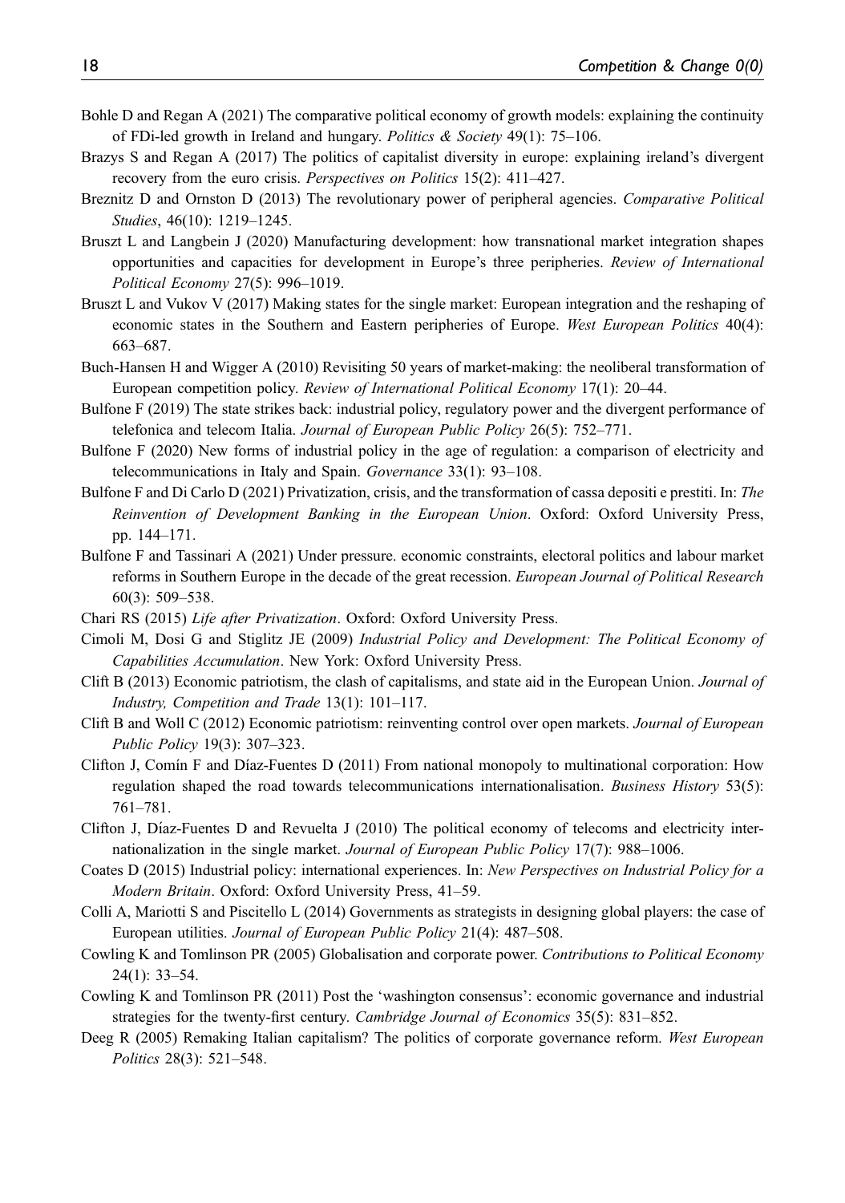Bohle D and Regan A (2021) The comparative political economy of growth models: explaining the continuity of FDi-led growth in Ireland and hungary. *Politics & Society* 49(1): 75–106.

Brazys S and Regan A (2017) The politics of capitalist diversity in europe: explaining ireland's divergent recovery from the euro crisis. *Perspectives on Politics* 15(2): 411–427.

Breznitz D and Ornston D (2013) The revolutionary power of peripheral agencies. *Comparative Political Studies*, 46(10): 1219–1245.

Bruszt L and Langbein J (2020) Manufacturing development: how transnational market integration shapes opportunities and capacities for development in Europe's three peripheries. *Review of International Political Economy* 27(5): 996–1019.

Bruszt L and Vukov V (2017) Making states for the single market: European integration and the reshaping of economic states in the Southern and Eastern peripheries of Europe. *West European Politics* 40(4): 663–687.

Buch-Hansen H and Wigger A (2010) Revisiting 50 years of market-making: the neoliberal transformation of European competition policy. *Review of International Political Economy* 17(1): 20–44.

Bulfone F (2019) The state strikes back: industrial policy, regulatory power and the divergent performance of telefonica and telecom Italia. *Journal of European Public Policy* 26(5): 752–771.

Bulfone F (2020) New forms of industrial policy in the age of regulation: a comparison of electricity and telecommunications in Italy and Spain. *Governance* 33(1): 93–108.

Bulfone F and Di Carlo D (2021) Privatization, crisis, and the transformation of cassa depositi e prestiti. In: *The Reinvention of Development Banking in the European Union*. Oxford: Oxford University Press, pp. 144–171.

Bulfone F and Tassinari A (2021) Under pressure. economic constraints, electoral politics and labour market reforms in Southern Europe in the decade of the great recession. *European Journal of Political Research* 60(3): 509–538.

Chari RS (2015) *Life after Privatization*. Oxford: Oxford University Press.

Cimoli M, Dosi G and Stiglitz JE (2009) *Industrial Policy and Development: The Political Economy of Capabilities Accumulation*. New York: Oxford University Press.

Clift B (2013) Economic patriotism, the clash of capitalisms, and state aid in the European Union. *Journal of Industry, Competition and Trade* 13(1): 101–117.

Clift B and Woll C (2012) Economic patriotism: reinventing control over open markets. *Journal of European Public Policy* 19(3): 307–323.

Clifton J, Comín F and Díaz-Fuentes D (2011) From national monopoly to multinational corporation: How regulation shaped the road towards telecommunications internationalisation. *Business History* 53(5): 761–781.

Clifton J, Díaz-Fuentes D and Revuelta J (2010) The political economy of telecoms and electricity internationalization in the single market. *Journal of European Public Policy* 17(7): 988–1006.

Coates D (2015) Industrial policy: international experiences. In: *New Perspectives on Industrial Policy for a Modern Britain*. Oxford: Oxford University Press, 41–59.

Colli A, Mariotti S and Piscitello L (2014) Governments as strategists in designing global players: the case of European utilities. *Journal of European Public Policy* 21(4): 487–508.

Cowling K and Tomlinson PR (2005) Globalisation and corporate power. *Contributions to Political Economy* 24(1): 33–54.

Cowling K and Tomlinson PR (2011) Post the 'washington consensus': economic governance and industrial strategies for the twenty-first century. *Cambridge Journal of Economics* 35(5): 831–852.

Deeg R (2005) Remaking Italian capitalism? The politics of corporate governance reform. *West European Politics* 28(3): 521–548.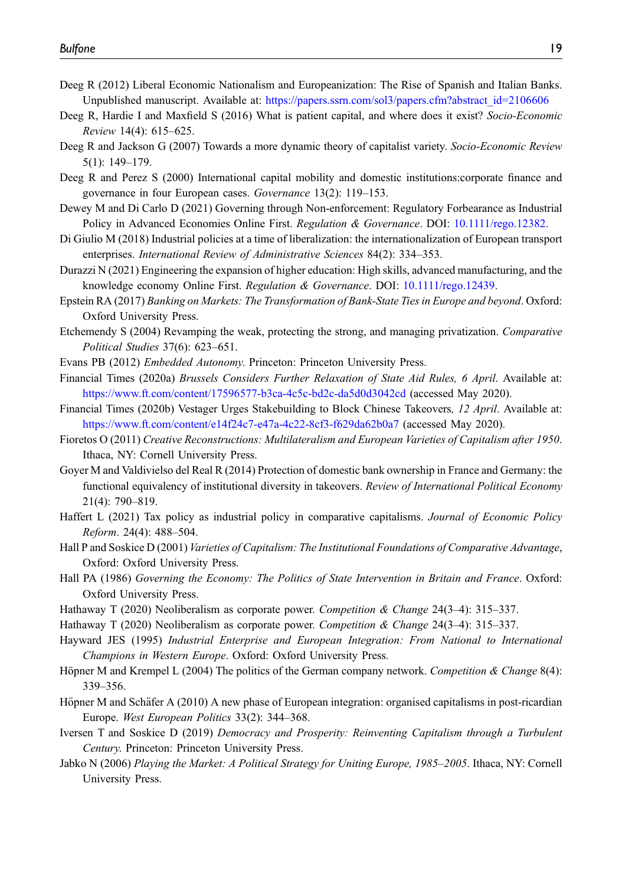Deeg R (2012) Liberal Economic Nationalism and Europeanization: The Rise of Spanish and Italian Banks. Unpublished manuscript. Available at: https://papers.ssrn.com/sol3/papers.cfm?abstract_id=2106606

Deeg R, Hardie I and Maxfield S (2016) What is patient capital, and where does it exist? *Socio-Economic Review* 14(4): 615–625.

Deeg R and Jackson G (2007) Towards a more dynamic theory of capitalist variety. *Socio-Economic Review* 5(1): 149–179.

Deeg R and Perez S (2000) International capital mobility and domestic institutions:corporate finance and governance in four European cases. *Governance* 13(2): 119–153.

Dewey M and Di Carlo D (2021) Governing through Non-enforcement: Regulatory Forbearance as Industrial Policy in Advanced Economies Online First. *Regulation & Governance*. DOI: 10.1111/rego.12382.

Di Giulio M (2018) Industrial policies at a time of liberalization: the internationalization of European transport enterprises. *International Review of Administrative Sciences* 84(2): 334–353.

Durazzi N (2021) Engineering the expansion of higher education: High skills, advanced manufacturing, and the knowledge economy Online First. *Regulation & Governance*. DOI: 10.1111/rego.12439.

Epstein RA (2017) *Banking on Markets: The Transformation of Bank-State Ties in Europe and beyond*. Oxford: Oxford University Press.

Etchemendy S (2004) Revamping the weak, protecting the strong, and managing privatization. *Comparative Political Studies* 37(6): 623–651.

Evans PB (2012) *Embedded Autonomy*. Princeton: Princeton University Press.

Financial Times (2020a) *Brussels Considers Further Relaxation of State Aid Rules, 6 April*. Available at: https://www.ft.com/content/17596577-b3ca-4c5c-bd2c-da5d0d3042cd (accessed May 2020).

Financial Times (2020b) Vestager Urges Stakebuilding to Block Chinese Takeovers*, 12 April*. Available at: https://www.ft.com/content/e14f24c7-e47a-4c22-8cf3-f629da62b0a7 (accessed May 2020).

Fioretos O (2011) *Creative Reconstructions: Multilateralism and European Varieties of Capitalism after 1950*. Ithaca, NY: Cornell University Press.

Goyer M and Valdivielso del Real R (2014) Protection of domestic bank ownership in France and Germany: the functional equivalency of institutional diversity in takeovers. *Review of International Political Economy* 21(4): 790–819.

Haffert L (2021) Tax policy as industrial policy in comparative capitalisms. *Journal of Economic Policy Reform*. 24(4): 488–504.

Hall P and Soskice D (2001) *Varieties of Capitalism: The Institutional Foundations of Comparative Advantage*, Oxford: Oxford University Press.

Hall PA (1986) *Governing the Economy: The Politics of State Intervention in Britain and France*. Oxford: Oxford University Press.

Hathaway T (2020) Neoliberalism as corporate power. *Competition & Change* 24(3–4): 315–337.

Hathaway T (2020) Neoliberalism as corporate power. *Competition & Change* 24(3–4): 315–337.

Hayward JES (1995) *Industrial Enterprise and European Integration: From National to International Champions in Western Europe*. Oxford: Oxford University Press.

Höpner M and Krempel L (2004) The politics of the German company network. *Competition & Change* 8(4): 339–356.

Höpner M and Schäfer A (2010) A new phase of European integration: organised capitalisms in post-ricardian Europe. *West European Politics* 33(2): 344–368.

Iversen T and Soskice D (2019) *Democracy and Prosperity: Reinventing Capitalism through a Turbulent Century*. Princeton: Princeton University Press.

Jabko N (2006) *Playing the Market: A Political Strategy for Uniting Europe, 1985–2005*. Ithaca, NY: Cornell University Press.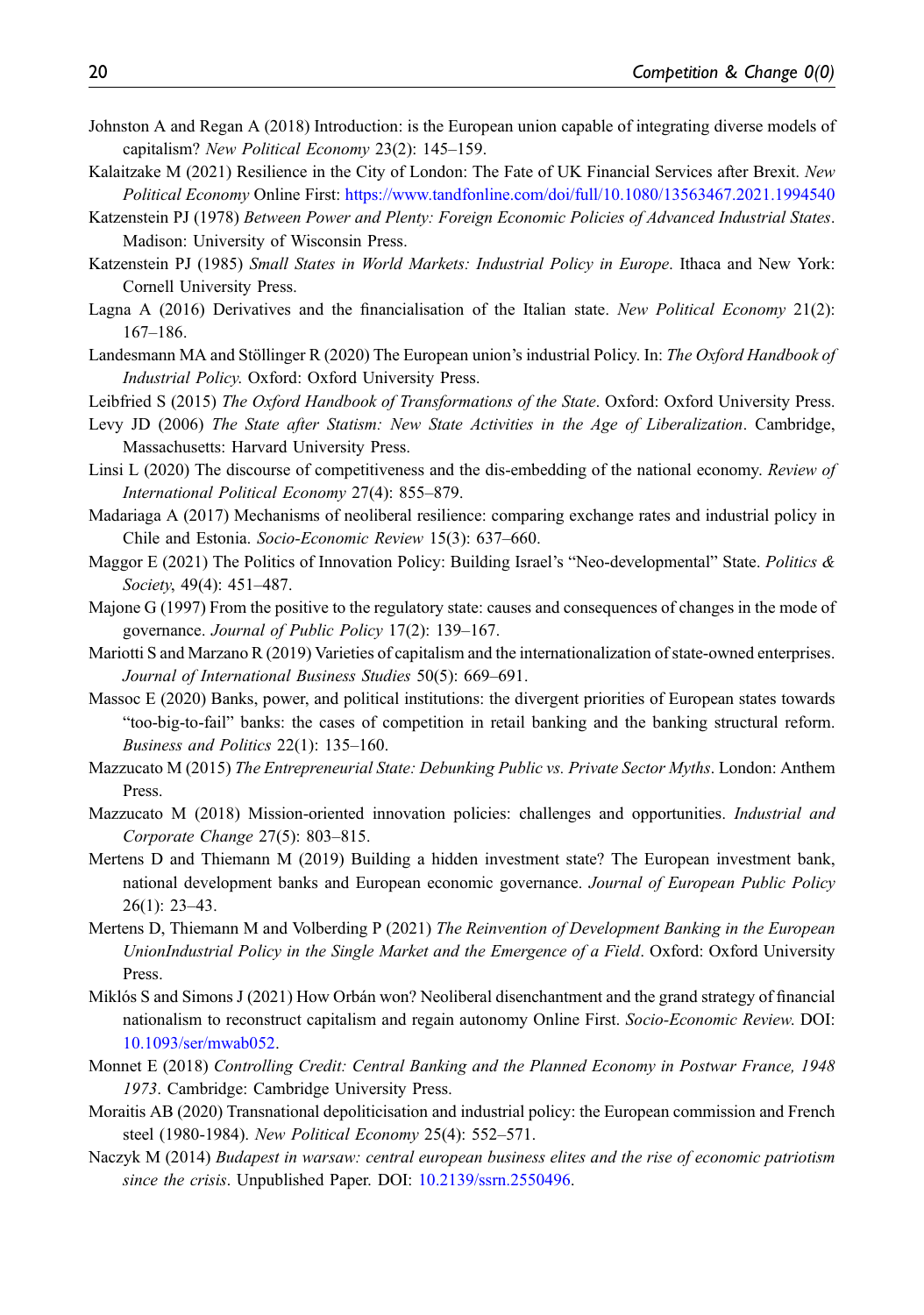Johnston A and Regan A (2018) Introduction: is the European union capable of integrating diverse models of capitalism? *New Political Economy* 23(2): 145–159.

Kalaitzake M (2021) Resilience in the City of London: The Fate of UK Financial Services after Brexit. *New Political Economy* Online First: https://www.tandfonline.com/doi/full/10.1080/13563467.2021.1994540

Katzenstein PJ (1978) *Between Power and Plenty: Foreign Economic Policies of Advanced Industrial States*. Madison: University of Wisconsin Press.

Katzenstein PJ (1985) *Small States in World Markets: Industrial Policy in Europe*. Ithaca and New York: Cornell University Press.

Lagna A (2016) Derivatives and the financialisation of the Italian state. *New Political Economy* 21(2): 167–186.

Landesmann MA and Stöllinger R (2020) The European union's industrial Policy. In: *The Oxford Handbook of Industrial Policy*. Oxford: Oxford University Press.

Leibfried S (2015) *The Oxford Handbook of Transformations of the State*. Oxford: Oxford University Press.

Levy JD (2006) *The State after Statism: New State Activities in the Age of Liberalization*. Cambridge, Massachusetts: Harvard University Press.

Linsi L (2020) The discourse of competitiveness and the dis-embedding of the national economy. *Review of International Political Economy* 27(4): 855–879.

Madariaga A (2017) Mechanisms of neoliberal resilience: comparing exchange rates and industrial policy in Chile and Estonia. *Socio-Economic Review* 15(3): 637–660.

Maggor E (2021) The Politics of Innovation Policy: Building Israel's "Neo-developmental" State. *Politics & Society*, 49(4): 451–487.

Majone G (1997) From the positive to the regulatory state: causes and consequences of changes in the mode of governance. *Journal of Public Policy* 17(2): 139–167.

Mariotti S and Marzano R (2019) Varieties of capitalism and the internationalization of state-owned enterprises. *Journal of International Business Studies* 50(5): 669–691.

Massoc E (2020) Banks, power, and political institutions: the divergent priorities of European states towards "too-big-to-fail" banks: the cases of competition in retail banking and the banking structural reform. *Business and Politics* 22(1): 135–160.

Mazzucato M (2015) *The Entrepreneurial State: Debunking Public vs. Private Sector Myths*. London: Anthem Press.

Mazzucato M (2018) Mission-oriented innovation policies: challenges and opportunities. *Industrial and Corporate Change* 27(5): 803–815.

Mertens D and Thiemann M (2019) Building a hidden investment state? The European investment bank, national development banks and European economic governance. *Journal of European Public Policy* 26(1): 23–43.

Mertens D, Thiemann M and Volberding P (2021) *The Reinvention of Development Banking in the European UnionIndustrial Policy in the Single Market and the Emergence of a Field*. Oxford: Oxford University Press.

Miklós S and Simons J (2021) How Orbán won? Neoliberal disenchantment and the grand strategy of financial nationalism to reconstruct capitalism and regain autonomy Online First. *Socio-Economic Review*. DOI: 10.1093/ser/mwab052.

Monnet E (2018) *Controlling Credit: Central Banking and the Planned Economy in Postwar France, 1948 1973*. Cambridge: Cambridge University Press.

Moraitis AB (2020) Transnational depoliticisation and industrial policy: the European commission and French steel (1980-1984). *New Political Economy* 25(4): 552–571.

Naczyk M (2014) *Budapest in warsaw: central european business elites and the rise of economic patriotism since the crisis*. Unpublished Paper. DOI: 10.2139/ssrn.2550496.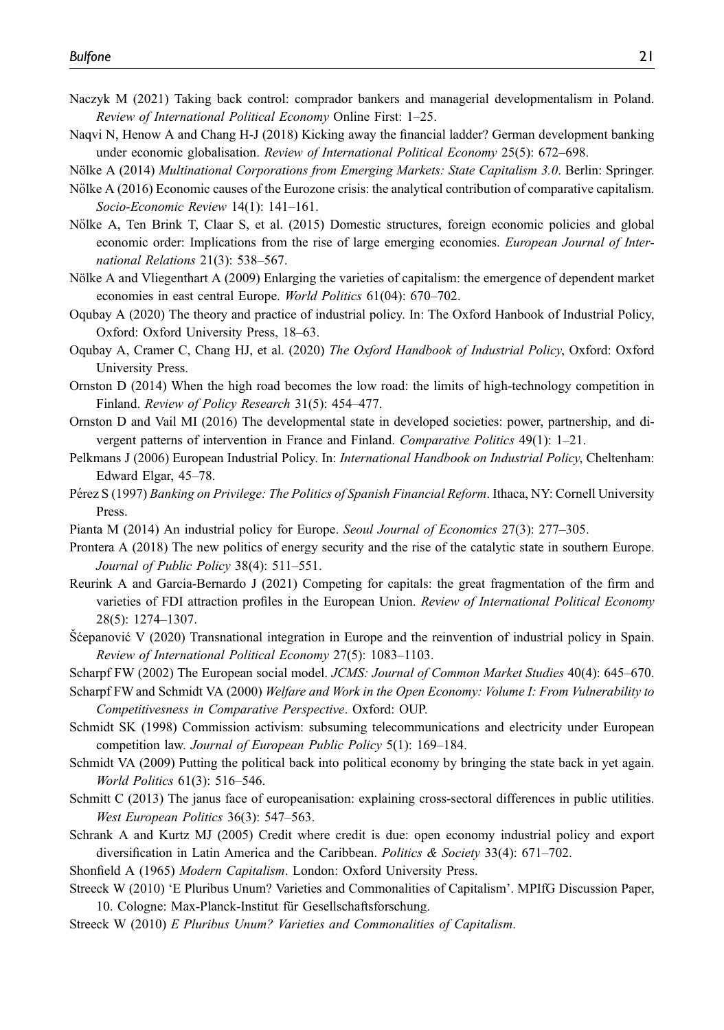Naczyk M (2021) Taking back control: comprador bankers and managerial developmentalism in Poland. *Review of International Political Economy* Online First: 1–25.

Naqvi N, Henow A and Chang H-J (2018) Kicking away the financial ladder? German development banking under economic globalisation. *Review of International Political Economy* 25(5): 672–698.

Nölke A (2014) *Multinational Corporations from Emerging Markets: State Capitalism 3.0*. Berlin: Springer.

Nölke A (2016) Economic causes of the Eurozone crisis: the analytical contribution of comparative capitalism. *Socio-Economic Review* 14(1): 141–161.

Nölke A, Ten Brink T, Claar S, et al. (2015) Domestic structures, foreign economic policies and global economic order: Implications from the rise of large emerging economies. *European Journal of International Relations* 21(3): 538–567.

Nölke A and Vliegenthart A (2009) Enlarging the varieties of capitalism: the emergence of dependent market economies in east central Europe. *World Politics* 61(04): 670–702.

Oqubay A (2020) The theory and practice of industrial policy. In: The Oxford Hanbook of Industrial Policy, Oxford: Oxford University Press, 18–63.

Oqubay A, Cramer C, Chang HJ, et al. (2020) *The Oxford Handbook of Industrial Policy*, Oxford: Oxford University Press.

Ornston D (2014) When the high road becomes the low road: the limits of high-technology competition in Finland. *Review of Policy Research* 31(5): 454–477.

Ornston D and Vail MI (2016) The developmental state in developed societies: power, partnership, and divergent patterns of intervention in France and Finland. *Comparative Politics* 49(1): 1–21.

Pelkmans J (2006) European Industrial Policy. In: *International Handbook on Industrial Policy*, Cheltenham: Edward Elgar, 45–78.

Pérez S (1997) *Banking on Privilege: The Politics of Spanish Financial Reform*. Ithaca, NY: Cornell University Press.

Pianta M (2014) An industrial policy for Europe. *Seoul Journal of Economics* 27(3): 277–305.

Prontera A (2018) The new politics of energy security and the rise of the catalytic state in southern Europe. *Journal of Public Policy* 38(4): 511–551.

Reurink A and Garcia-Bernardo J (2021) Competing for capitals: the great fragmentation of the firm and varieties of FDI attraction profiles in the European Union. *Review of International Political Economy* 28(5): 1274–1307.

Šćepanović V (2020) Transnational integration in Europe and the reinvention of industrial policy in Spain. *Review of International Political Economy* 27(5): 1083–1103.

Scharpf FW (2002) The European social model. *JCMS: Journal of Common Market Studies* 40(4): 645–670.

Scharpf FW and Schmidt VA (2000) *Welfare and Work in the Open Economy: Volume I: From Vulnerability to Competitivesness in Comparative Perspective*. Oxford: OUP.

Schmidt SK (1998) Commission activism: subsuming telecommunications and electricity under European competition law. *Journal of European Public Policy* 5(1): 169–184.

Schmidt VA (2009) Putting the political back into political economy by bringing the state back in yet again. *World Politics* 61(3): 516–546.

Schmitt C (2013) The janus face of europeanisation: explaining cross-sectoral differences in public utilities. *West European Politics* 36(3): 547–563.

Schrank A and Kurtz MJ (2005) Credit where credit is due: open economy industrial policy and export diversification in Latin America and the Caribbean. *Politics & Society* 33(4): 671–702.

Shonfield A (1965) *Modern Capitalism*. London: Oxford University Press.

Streeck W (2010) 'E Pluribus Unum? Varieties and Commonalities of Capitalism'. MPIfG Discussion Paper, 10. Cologne: Max-Planck-Institut für Gesellschaftsforschung.

Streeck W (2010) *E Pluribus Unum? Varieties and Commonalities of Capitalism*.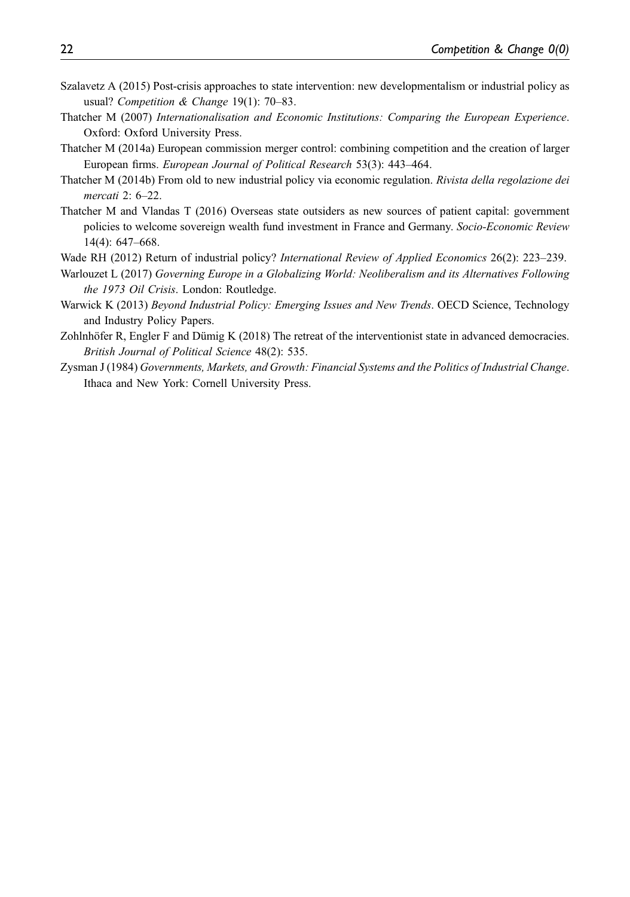Szalavetz A (2015) Post-crisis approaches to state intervention: new developmentalism or industrial policy as usual? *Competition & Change* 19(1): 70–83.

Thatcher M (2007) *Internationalisation and Economic Institutions: Comparing the European Experience*. Oxford: Oxford University Press.

Thatcher M (2014a) European commission merger control: combining competition and the creation of larger European firms. *European Journal of Political Research* 53(3): 443–464.

Thatcher M (2014b) From old to new industrial policy via economic regulation. *Rivista della regolazione dei mercati* 2: 6–22.

Thatcher M and Vlandas T (2016) Overseas state outsiders as new sources of patient capital: government policies to welcome sovereign wealth fund investment in France and Germany. *Socio-Economic Review* 14(4): 647–668.

Wade RH (2012) Return of industrial policy? *International Review of Applied Economics* 26(2): 223–239.

Warlouzet L (2017) *Governing Europe in a Globalizing World: Neoliberalism and its Alternatives Following the 1973 Oil Crisis*. London: Routledge.

Warwick K (2013) *Beyond Industrial Policy: Emerging Issues and New Trends*. OECD Science, Technology and Industry Policy Papers.

Zohlnhöfer R, Engler F and Dümig K (2018) The retreat of the interventionist state in advanced democracies. *British Journal of Political Science* 48(2): 535.

Zysman J (1984) *Governments, Markets, and Growth: Financial Systems and the Politics of Industrial Change*. Ithaca and New York: Cornell University Press.